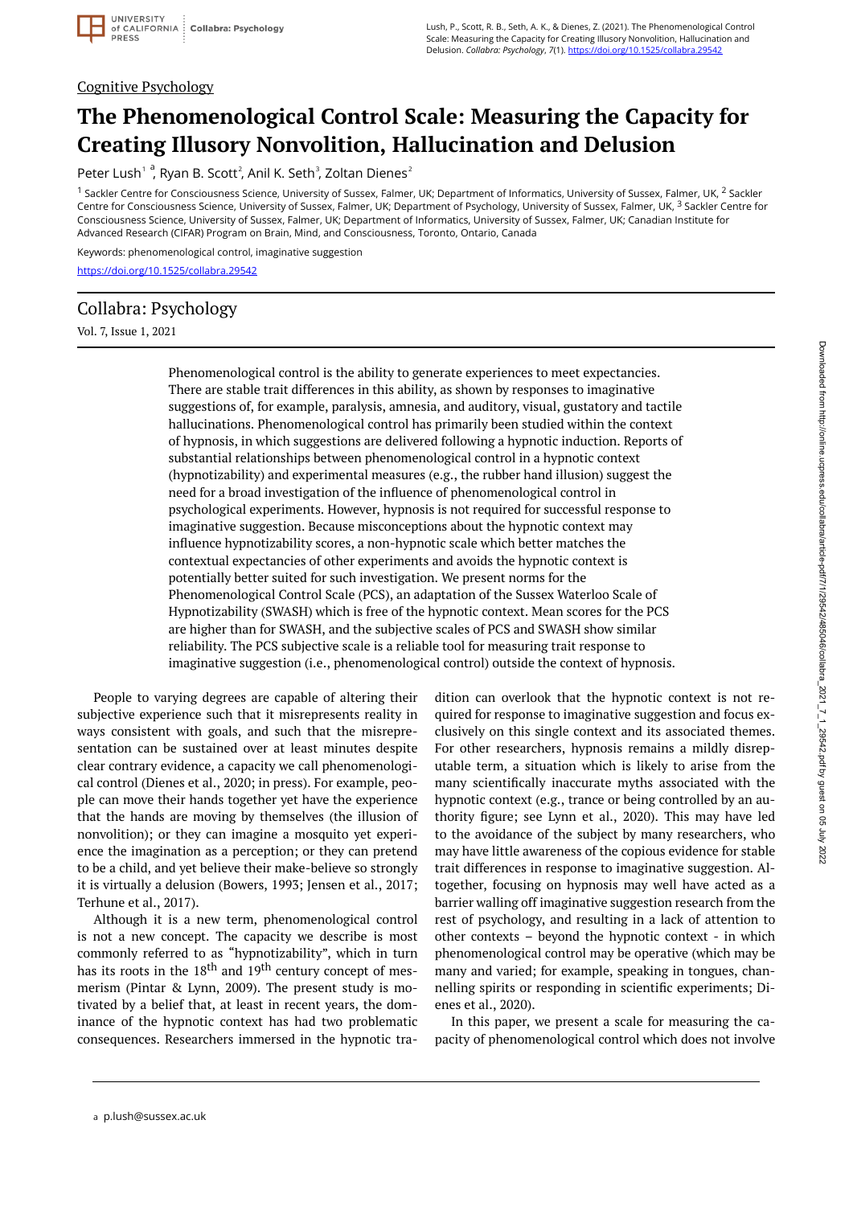Cognitive Psychology

# The Phenomenological Control Scale: Measuring the Capacity for Creating Illusory Nonvolition, Hallucination and Delusion

Peter Lush[1 a], Ryan B. Scott[2], Anil K. Seth[3], Zoltan Dienes[2]

[1] Sackler Centre for Consciousness Science, University of Sussex, Falmer, UK; Department of Informatics, University of Sussex, Falmer, UK, [2] Sackler Centre for Consciousness Science, University of Sussex, Falmer, UK; Department of Psychology, University of Sussex, Falmer, UK, [3] Sackler Centre for Consciousness Science, University of Sussex, Falmer, UK; Department of Informatics, University of Sussex, Falmer, UK; Canadian Institute for Advanced Research (CIFAR) Program on Brain, Mind, and Consciousness, Toronto, Ontario, Canada

Keywords: phenomenological control, imaginative suggestion

https://doi.org/10.1525/collabra.29542

Collabra: Psychology

Vol. 7, Issue 1, 2021

Phenomenological control is the ability to generate experiences to meet expectancies. There are stable trait differences in this ability, as shown by responses to imaginative suggestions of, for example, paralysis, amnesia, and auditory, visual, gustatory and tactile hallucinations. Phenomenological control has primarily been studied within the context of hypnosis, in which suggestions are delivered following a hypnotic induction. Reports of substantial relationships between phenomenological control in a hypnotic context (hypnotizability) and experimental measures (e.g., the rubber hand illusion) suggest the need for a broad investigation of the influence of phenomenological control in psychological experiments. However, hypnosis is not required for successful response to imaginative suggestion. Because misconceptions about the hypnotic context may influence hypnotizability scores, a non-hypnotic scale which better matches the contextual expectancies of other experiments and avoids the hypnotic context is potentially better suited for such investigation. We present norms for the Phenomenological Control Scale (PCS), an adaptation of the Sussex Waterloo Scale of Hypnotizability (SWASH) which is free of the hypnotic context. Mean scores for the PCS are higher than for SWASH, and the subjective scales of PCS and SWASH show similar reliability. The PCS subjective scale is a reliable tool for measuring trait response to imaginative suggestion (i.e., phenomenological control) outside the context of hypnosis.

People to varying degrees are capable of altering their subjective experience such that it misrepresents reality in ways consistent with goals, and such that the misrepresentation can be sustained over at least minutes despite clear contrary evidence, a capacity we call phenomenological control (Dienes et al., 2020; in press). For example, people can move their hands together yet have the experience that the hands are moving by themselves (the illusion of nonvolition); or they can imagine a mosquito yet experience the imagination as a perception; or they can pretend to be a child, and yet believe their make-believe so strongly it is virtually a delusion (Bowers, 1993; Jensen et al., 2017; Terhune et al., 2017).

Although it is a new term, phenomenological control is not a new concept. The capacity we describe is most commonly referred to as "hypnotizability", which in turn has its roots in the 18th and 19th century concept of mesmerism (Pintar & Lynn, 2009). The present study is motivated by a belief that, at least in recent years, the dominance of the hypnotic context has had two problematic consequences. Researchers immersed in the hypnotic tradition can overlook that the hypnotic context is not required for response to imaginative suggestion and focus exclusively on this single context and its associated themes. For other researchers, hypnosis remains a mildly disreputable term, a situation which is likely to arise from the many scientifically inaccurate myths associated with the hypnotic context (e.g., trance or being controlled by an authority figure; see Lynn et al., 2020). This may have led to the avoidance of the subject by many researchers, who may have little awareness of the copious evidence for stable trait differences in response to imaginative suggestion. Altogether, focusing on hypnosis may well have acted as a barrier walling off imaginative suggestion research from the rest of psychology, and resulting in a lack of attention to other contexts – beyond the hypnotic context - in which phenomenological control may be operative (which may be many and varied; for example, speaking in tongues, channelling spirits or responding in scientific experiments; Dienes et al., 2020).

In this paper, we present a scale for measuring the capacity of phenomenological control which does not involve

[a] p.lush@sussex.ac.uk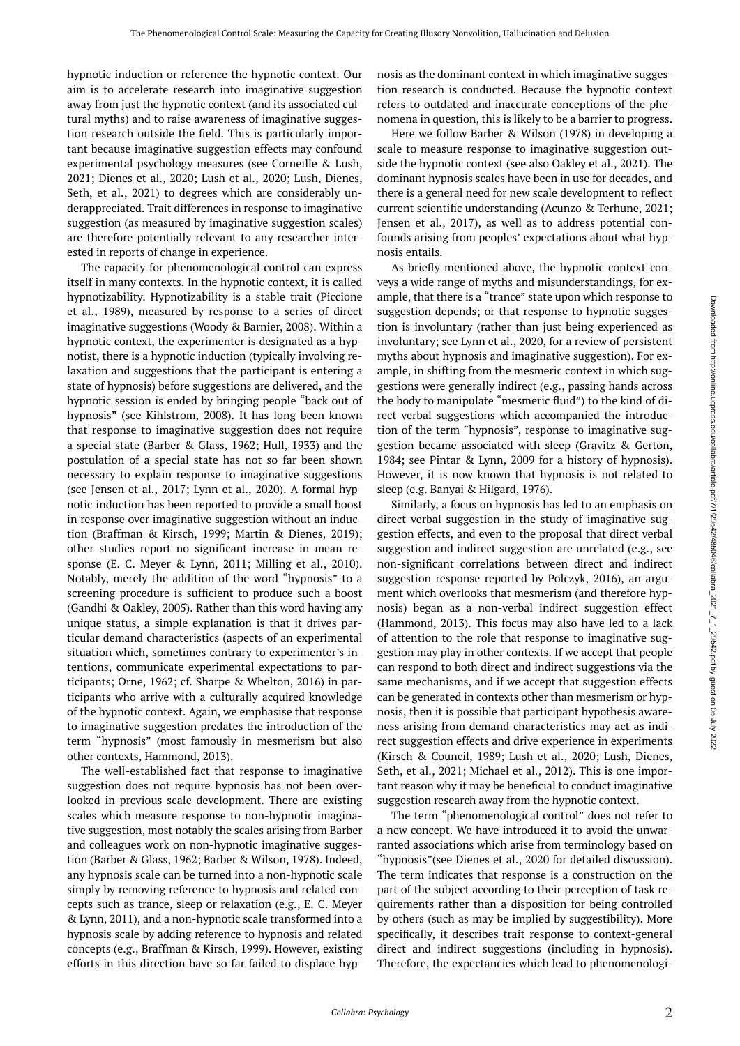hypnotic induction or reference the hypnotic context. Our aim is to accelerate research into imaginative suggestion away from just the hypnotic context (and its associated cultural myths) and to raise awareness of imaginative suggestion research outside the field. This is particularly important because imaginative suggestion effects may confound experimental psychology measures (see Corneille & Lush, 2021; Dienes et al., 2020; Lush et al., 2020; Lush, Dienes, Seth, et al., 2021) to degrees which are considerably underappreciated. Trait differences in response to imaginative suggestion (as measured by imaginative suggestion scales) are therefore potentially relevant to any researcher interested in reports of change in experience.

The capacity for phenomenological control can express itself in many contexts. In the hypnotic context, it is called hypnotizability. Hypnotizability is a stable trait (Piccione et al., 1989), measured by response to a series of direct imaginative suggestions (Woody & Barnier, 2008). Within a hypnotic context, the experimenter is designated as a hypnotist, there is a hypnotic induction (typically involving relaxation and suggestions that the participant is entering a state of hypnosis) before suggestions are delivered, and the hypnotic session is ended by bringing people "back out of hypnosis" (see Kihlstrom, 2008). It has long been known that response to imaginative suggestion does not require a special state (Barber & Glass, 1962; Hull, 1933) and the postulation of a special state has not so far been shown necessary to explain response to imaginative suggestions (see Jensen et al., 2017; Lynn et al., 2020). A formal hypnotic induction has been reported to provide a small boost in response over imaginative suggestion without an induction (Braffman & Kirsch, 1999; Martin & Dienes, 2019); other studies report no significant increase in mean response (E. C. Meyer & Lynn, 2011; Milling et al., 2010). Notably, merely the addition of the word "hypnosis" to a screening procedure is sufficient to produce such a boost (Gandhi & Oakley, 2005). Rather than this word having any unique status, a simple explanation is that it drives particular demand characteristics (aspects of an experimental situation which, sometimes contrary to experimenter's intentions, communicate experimental expectations to participants; Orne, 1962; cf. Sharpe & Whelton, 2016) in participants who arrive with a culturally acquired knowledge of the hypnotic context. Again, we emphasise that response to imaginative suggestion predates the introduction of the term "hypnosis" (most famously in mesmerism but also other contexts, Hammond, 2013).

The well-established fact that response to imaginative suggestion does not require hypnosis has not been overlooked in previous scale development. There are existing scales which measure response to non-hypnotic imaginative suggestion, most notably the scales arising from Barber and colleagues work on non-hypnotic imaginative suggestion (Barber & Glass, 1962; Barber & Wilson, 1978). Indeed, any hypnosis scale can be turned into a non-hypnotic scale simply by removing reference to hypnosis and related concepts such as trance, sleep or relaxation (e.g., E. C. Meyer & Lynn, 2011), and a non-hypnotic scale transformed into a hypnosis scale by adding reference to hypnosis and related concepts (e.g., Braffman & Kirsch, 1999). However, existing efforts in this direction have so far failed to displace hypnosis as the dominant context in which imaginative suggestion research is conducted. Because the hypnotic context refers to outdated and inaccurate conceptions of the phenomena in question, this is likely to be a barrier to progress.

Here we follow Barber & Wilson (1978) in developing a scale to measure response to imaginative suggestion outside the hypnotic context (see also Oakley et al., 2021). The dominant hypnosis scales have been in use for decades, and there is a general need for new scale development to reflect current scientific understanding (Acunzo & Terhune, 2021; Jensen et al., 2017), as well as to address potential confounds arising from peoples' expectations about what hypnosis entails.

As briefly mentioned above, the hypnotic context conveys a wide range of myths and misunderstandings, for example, that there is a "trance" state upon which response to suggestion depends; or that response to hypnotic suggestion is involuntary (rather than just being experienced as involuntary; see Lynn et al., 2020, for a review of persistent myths about hypnosis and imaginative suggestion). For example, in shifting from the mesmeric context in which suggestions were generally indirect (e.g., passing hands across the body to manipulate "mesmeric fluid") to the kind of direct verbal suggestions which accompanied the introduction of the term "hypnosis", response to imaginative suggestion became associated with sleep (Gravitz & Gerton, 1984; see Pintar & Lynn, 2009 for a history of hypnosis). However, it is now known that hypnosis is not related to sleep (e.g. Banyai & Hilgard, 1976).

Similarly, a focus on hypnosis has led to an emphasis on direct verbal suggestion in the study of imaginative suggestion effects, and even to the proposal that direct verbal suggestion and indirect suggestion are unrelated (e.g., see non-significant correlations between direct and indirect suggestion response reported by Polczyk, 2016), an argument which overlooks that mesmerism (and therefore hypnosis) began as a non-verbal indirect suggestion effect (Hammond, 2013). This focus may also have led to a lack of attention to the role that response to imaginative suggestion may play in other contexts. If we accept that people can respond to both direct and indirect suggestions via the same mechanisms, and if we accept that suggestion effects can be generated in contexts other than mesmerism or hypnosis, then it is possible that participant hypothesis awareness arising from demand characteristics may act as indirect suggestion effects and drive experience in experiments (Kirsch & Council, 1989; Lush et al., 2020; Lush, Dienes, Seth, et al., 2021; Michael et al., 2012). This is one important reason why it may be beneficial to conduct imaginative suggestion research away from the hypnotic context.

The term "phenomenological control" does not refer to a new concept. We have introduced it to avoid the unwarranted associations which arise from terminology based on "hypnosis"(see Dienes et al., 2020 for detailed discussion). The term indicates that response is a construction on the part of the subject according to their perception of task requirements rather than a disposition for being controlled by others (such as may be implied by suggestibility). More specifically, it describes trait response to context-general direct and indirect suggestions (including in hypnosis). Therefore, the expectancies which lead to phenomenologi-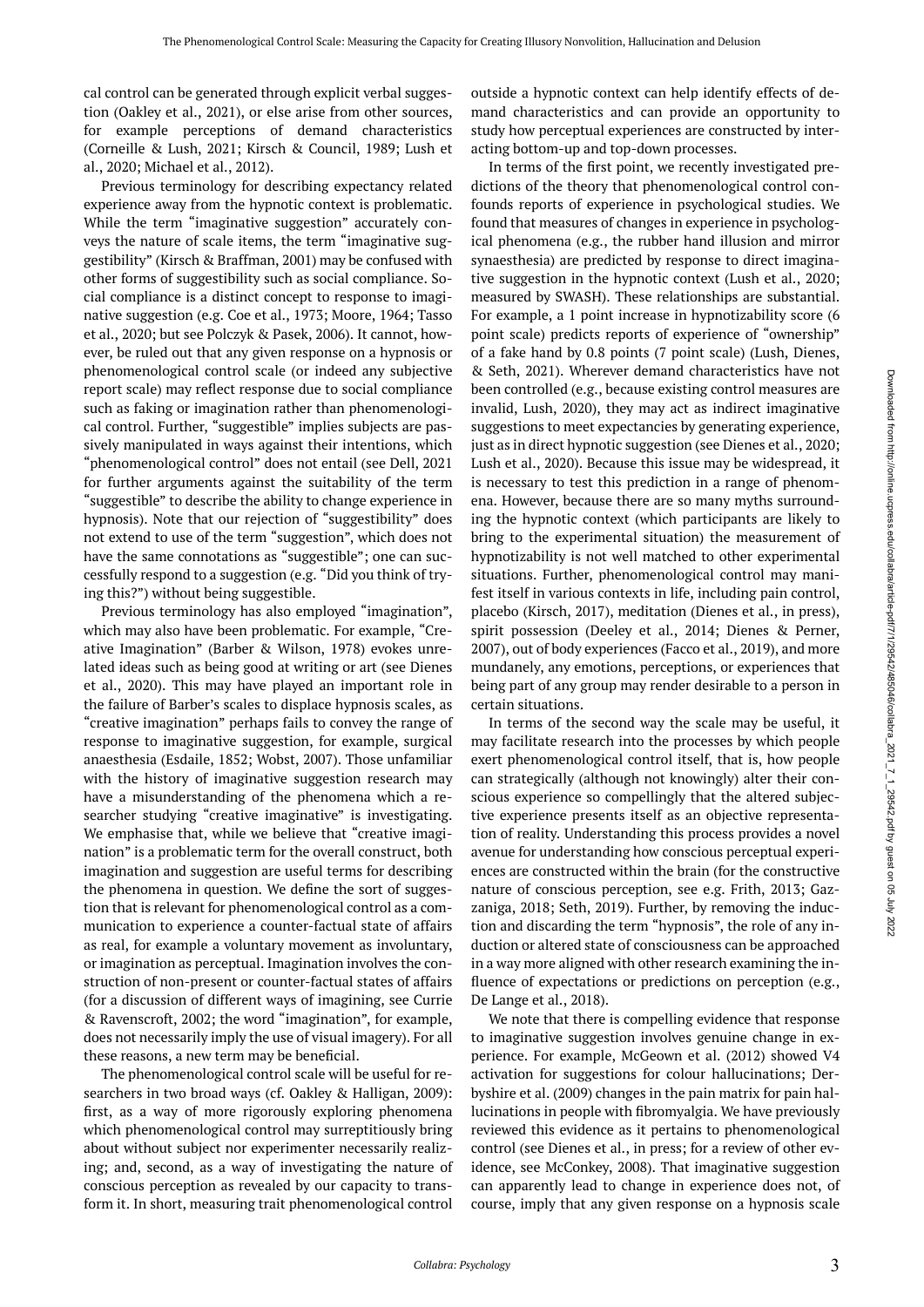cal control can be generated through explicit verbal suggestion (Oakley et al., 2021), or else arise from other sources, for example perceptions of demand characteristics (Corneille & Lush, 2021; Kirsch & Council, 1989; Lush et al., 2020; Michael et al., 2012).

Previous terminology for describing expectancy related experience away from the hypnotic context is problematic. While the term "imaginative suggestion" accurately conveys the nature of scale items, the term "imaginative suggestibility" (Kirsch & Braffman, 2001) may be confused with other forms of suggestibility such as social compliance. Social compliance is a distinct concept to response to imaginative suggestion (e.g. Coe et al., 1973; Moore, 1964; Tasso et al., 2020; but see Polczyk & Pasek, 2006). It cannot, however, be ruled out that any given response on a hypnosis or phenomenological control scale (or indeed any subjective report scale) may reflect response due to social compliance such as faking or imagination rather than phenomenological control. Further, "suggestible" implies subjects are passively manipulated in ways against their intentions, which "phenomenological control" does not entail (see Dell, 2021 for further arguments against the suitability of the term "suggestible" to describe the ability to change experience in hypnosis). Note that our rejection of "suggestibility" does not extend to use of the term "suggestion", which does not have the same connotations as "suggestible"; one can successfully respond to a suggestion (e.g. "Did you think of trying this?") without being suggestible.

Previous terminology has also employed "imagination", which may also have been problematic. For example, "Creative Imagination" (Barber & Wilson, 1978) evokes unrelated ideas such as being good at writing or art (see Dienes et al., 2020). This may have played an important role in the failure of Barber's scales to displace hypnosis scales, as "creative imagination" perhaps fails to convey the range of response to imaginative suggestion, for example, surgical anaesthesia (Esdaile, 1852; Wobst, 2007). Those unfamiliar with the history of imaginative suggestion research may have a misunderstanding of the phenomena which a researcher studying "creative imaginative" is investigating. We emphasise that, while we believe that "creative imagination" is a problematic term for the overall construct, both imagination and suggestion are useful terms for describing the phenomena in question. We define the sort of suggestion that is relevant for phenomenological control as a communication to experience a counter-factual state of affairs as real, for example a voluntary movement as involuntary, or imagination as perceptual. Imagination involves the construction of non-present or counter-factual states of affairs (for a discussion of different ways of imagining, see Currie & Ravenscroft, 2002; the word "imagination", for example, does not necessarily imply the use of visual imagery). For all these reasons, a new term may be beneficial.

The phenomenological control scale will be useful for researchers in two broad ways (cf. Oakley & Halligan, 2009): first, as a way of more rigorously exploring phenomena which phenomenological control may surreptitiously bring about without subject nor experimenter necessarily realizing; and, second, as a way of investigating the nature of conscious perception as revealed by our capacity to transform it. In short, measuring trait phenomenological control outside a hypnotic context can help identify effects of demand characteristics and can provide an opportunity to study how perceptual experiences are constructed by interacting bottom-up and top-down processes.

In terms of the first point, we recently investigated predictions of the theory that phenomenological control confounds reports of experience in psychological studies. We found that measures of changes in experience in psychological phenomena (e.g., the rubber hand illusion and mirror synaesthesia) are predicted by response to direct imaginative suggestion in the hypnotic context (Lush et al., 2020; measured by SWASH). These relationships are substantial. For example, a 1 point increase in hypnotizability score (6 point scale) predicts reports of experience of "ownership" of a fake hand by 0.8 points (7 point scale) (Lush, Dienes, & Seth, 2021). Wherever demand characteristics have not been controlled (e.g., because existing control measures are invalid, Lush, 2020), they may act as indirect imaginative suggestions to meet expectancies by generating experience, just as in direct hypnotic suggestion (see Dienes et al., 2020; Lush et al., 2020). Because this issue may be widespread, it is necessary to test this prediction in a range of phenomena. However, because there are so many myths surrounding the hypnotic context (which participants are likely to bring to the experimental situation) the measurement of hypnotizability is not well matched to other experimental situations. Further, phenomenological control may manifest itself in various contexts in life, including pain control, placebo (Kirsch, 2017), meditation (Dienes et al., in press), spirit possession (Deeley et al., 2014; Dienes & Perner, 2007), out of body experiences (Facco et al., 2019), and more mundanely, any emotions, perceptions, or experiences that being part of any group may render desirable to a person in certain situations.

In terms of the second way the scale may be useful, it may facilitate research into the processes by which people exert phenomenological control itself, that is, how people can strategically (although not knowingly) alter their conscious experience so compellingly that the altered subjective experience presents itself as an objective representation of reality. Understanding this process provides a novel avenue for understanding how conscious perceptual experiences are constructed within the brain (for the constructive nature of conscious perception, see e.g. Frith, 2013; Gazzaniga, 2018; Seth, 2019). Further, by removing the induction and discarding the term "hypnosis", the role of any induction or altered state of consciousness can be approached in a way more aligned with other research examining the influence of expectations or predictions on perception (e.g., De Lange et al., 2018).

We note that there is compelling evidence that response to imaginative suggestion involves genuine change in experience. For example, McGeown et al. (2012) showed V4 activation for suggestions for colour hallucinations; Derbyshire et al. (2009) changes in the pain matrix for pain hallucinations in people with fibromyalgia. We have previously reviewed this evidence as it pertains to phenomenological control (see Dienes et al., in press; for a review of other evidence, see McConkey, 2008). That imaginative suggestion can apparently lead to change in experience does not, of course, imply that any given response on a hypnosis scale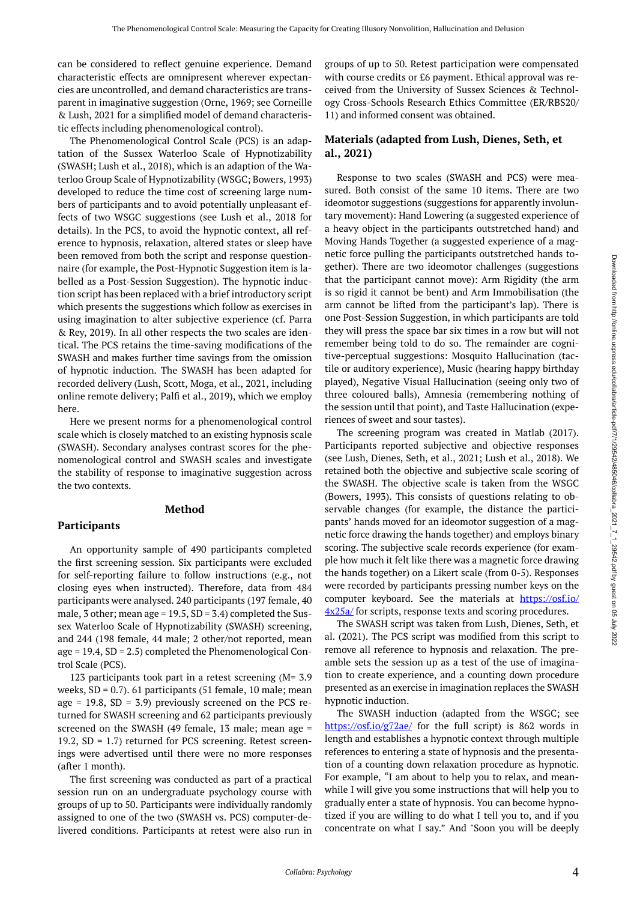can be considered to reflect genuine experience. Demand characteristic effects are omnipresent wherever expectancies are uncontrolled, and demand characteristics are transparent in imaginative suggestion (Orne, 1969; see Corneille & Lush, 2021 for a simplified model of demand characteristic effects including phenomenological control).

The Phenomenological Control Scale (PCS) is an adaptation of the Sussex Waterloo Scale of Hypnotizability (SWASH; Lush et al., 2018), which is an adaption of the Waterloo Group Scale of Hypnotizability (WSGC; Bowers, 1993) developed to reduce the time cost of screening large numbers of participants and to avoid potentially unpleasant effects of two WSGC suggestions (see Lush et al., 2018 for details). In the PCS, to avoid the hypnotic context, all reference to hypnosis, relaxation, altered states or sleep have been removed from both the script and response questionnaire (for example, the Post-Hypnotic Suggestion item is labelled as a Post-Session Suggestion). The hypnotic induction script has been replaced with a brief introductory script which presents the suggestions which follow as exercises in using imagination to alter subjective experience (cf. Parra & Rey, 2019). In all other respects the two scales are identical. The PCS retains the time-saving modifications of the SWASH and makes further time savings from the omission of hypnotic induction. The SWASH has been adapted for recorded delivery (Lush, Scott, Moga, et al., 2021, including online remote delivery; Palfi et al., 2019), which we employ here.

Here we present norms for a phenomenological control scale which is closely matched to an existing hypnosis scale (SWASH). Secondary analyses contrast scores for the phenomenological control and SWASH scales and investigate the stability of response to imaginative suggestion across the two contexts.

## Method

### Participants

An opportunity sample of 490 participants completed the first screening session. Six participants were excluded for self-reporting failure to follow instructions (e.g., not closing eyes when instructed). Therefore, data from 484 participants were analysed. 240 participants (197 female, 40 male, 3 other; mean age = 19.5, SD = 3.4) completed the Sussex Waterloo Scale of Hypnotizability (SWASH) screening, and 244 (198 female, 44 male; 2 other/not reported, mean age = 19.4, SD = 2.5) completed the Phenomenological Control Scale (PCS).

123 participants took part in a retest screening (M= 3.9 weeks, SD = 0.7). 61 participants (51 female, 10 male; mean age = 19.8, SD = 3.9) previously screened on the PCS returned for SWASH screening and 62 participants previously screened on the SWASH (49 female, 13 male; mean age = 19.2, SD = 1.7) returned for PCS screening. Retest screenings were advertised until there were no more responses (after 1 month).

The first screening was conducted as part of a practical session run on an undergraduate psychology course with groups of up to 50. Participants were individually randomly assigned to one of the two (SWASH vs. PCS) computer-delivered conditions. Participants at retest were also run in groups of up to 50. Retest participation were compensated with course credits or £6 payment. Ethical approval was received from the University of Sussex Sciences & Technology Cross-Schools Research Ethics Committee (ER/RBS20/11) and informed consent was obtained.

### Materials (adapted from Lush, Dienes, Seth, et al., 2021)

Response to two scales (SWASH and PCS) were measured. Both consist of the same 10 items. There are two ideomotor suggestions (suggestions for apparently involuntary movement): Hand Lowering (a suggested experience of a heavy object in the participants outstretched hand) and Moving Hands Together (a suggested experience of a magnetic force pulling the participants outstretched hands together). There are two ideomotor challenges (suggestions that the participant cannot move): Arm Rigidity (the arm is so rigid it cannot be bent) and Arm Immobilisation (the arm cannot be lifted from the participant's lap). There is one Post-Session Suggestion, in which participants are told they will press the space bar six times in a row but will not remember being told to do so. The remainder are cognitive-perceptual suggestions: Mosquito Hallucination (tactile or auditory experience), Music (hearing happy birthday played), Negative Visual Hallucination (seeing only two of three coloured balls), Amnesia (remembering nothing of the session until that point), and Taste Hallucination (experiences of sweet and sour tastes).

The screening program was created in Matlab (2017). Participants reported subjective and objective responses (see Lush, Dienes, Seth, et al., 2021; Lush et al., 2018). We retained both the objective and subjective scale scoring of the SWASH. The objective scale is taken from the WSGC (Bowers, 1993). This consists of questions relating to observable changes (for example, the distance the participants' hands moved for an ideomotor suggestion of a magnetic force drawing the hands together) and employs binary scoring. The subjective scale records experience (for example how much it felt like there was a magnetic force drawing the hands together) on a Likert scale (from 0-5). Responses were recorded by participants pressing number keys on the computer keyboard. See the materials at https://osf.io/4x25a/ for scripts, response texts and scoring procedures.

The SWASH script was taken from Lush, Dienes, Seth, et al. (2021). The PCS script was modified from this script to remove all reference to hypnosis and relaxation. The preamble sets the session up as a test of the use of imagination to create experience, and a counting down procedure presented as an exercise in imagination replaces the SWASH hypnotic induction.

The SWASH induction (adapted from the WSGC; see https://osf.io/g72ae/ for the full script) is 862 words in length and establishes a hypnotic context through multiple references to entering a state of hypnosis and the presentation of a counting down relaxation procedure as hypnotic. For example, "I am about to help you to relax, and meanwhile I will give you some instructions that will help you to gradually enter a state of hypnosis. You can become hypnotized if you are willing to do what I tell you to, and if you concentrate on what I say." And "Soon you will be deeply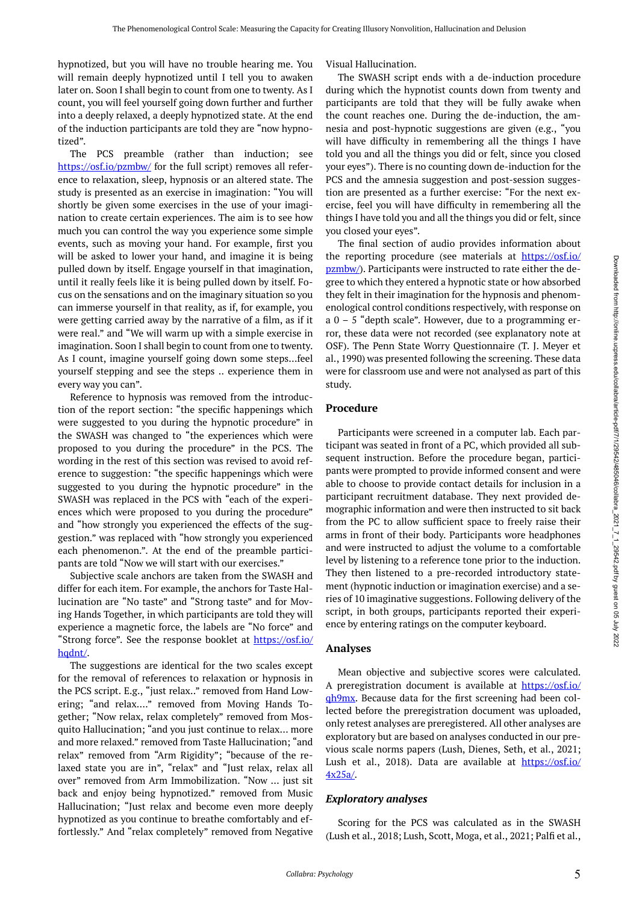hypnotized, but you will have no trouble hearing me. You will remain deeply hypnotized until I tell you to awaken later on. Soon I shall begin to count from one to twenty. As I count, you will feel yourself going down further and further into a deeply relaxed, a deeply hypnotized state. At the end of the induction participants are told they are "now hypnotized".

The PCS preamble (rather than induction; see https://osf.io/pzmbw/ for the full script) removes all reference to relaxation, sleep, hypnosis or an altered state. The study is presented as an exercise in imagination: "You will shortly be given some exercises in the use of your imagination to create certain experiences. The aim is to see how much you can control the way you experience some simple events, such as moving your hand. For example, first you will be asked to lower your hand, and imagine it is being pulled down by itself. Engage yourself in that imagination, until it really feels like it is being pulled down by itself. Focus on the sensations and on the imaginary situation so you can immerse yourself in that reality, as if, for example, you were getting carried away by the narrative of a film, as if it were real." and "We will warm up with a simple exercise in imagination. Soon I shall begin to count from one to twenty. As I count, imagine yourself going down some steps…feel yourself stepping and see the steps .. experience them in every way you can".

Reference to hypnosis was removed from the introduction of the report section: "the specific happenings which were suggested to you during the hypnotic procedure" in the SWASH was changed to "the experiences which were proposed to you during the procedure" in the PCS. The wording in the rest of this section was revised to avoid reference to suggestion: "the specific happenings which were suggested to you during the hypnotic procedure" in the SWASH was replaced in the PCS with "each of the experiences which were proposed to you during the procedure" and "how strongly you experienced the effects of the suggestion." was replaced with "how strongly you experienced each phenomenon.". At the end of the preamble participants are told "Now we will start with our exercises."

Subjective scale anchors are taken from the SWASH and differ for each item. For example, the anchors for Taste Hallucination are "No taste" and "Strong taste" and for Moving Hands Together, in which participants are told they will experience a magnetic force, the labels are "No force" and "Strong force". See the response booklet at https://osf.io/hqdnt/.

The suggestions are identical for the two scales except for the removal of references to relaxation or hypnosis in the PCS script. E.g., "just relax.." removed from Hand Lowering; "and relax…." removed from Moving Hands Together; "Now relax, relax completely" removed from Mosquito Hallucination; "and you just continue to relax… more and more relaxed." removed from Taste Hallucination; "and relax" removed from "Arm Rigidity"; "because of the relaxed state you are in", "relax" and "Just relax, relax all over" removed from Arm Immobilization. "Now … just sit back and enjoy being hypnotized." removed from Music Hallucination; "Just relax and become even more deeply hypnotized as you continue to breathe comfortably and effortlessly." And "relax completely" removed from Negative Visual Hallucination.

The SWASH script ends with a de-induction procedure during which the hypnotist counts down from twenty and participants are told that they will be fully awake when the count reaches one. During the de-induction, the amnesia and post-hypnotic suggestions are given (e.g., "you will have difficulty in remembering all the things I have told you and all the things you did or felt, since you closed your eyes"). There is no counting down de-induction for the PCS and the amnesia suggestion and post-session suggestion are presented as a further exercise: "For the next exercise, feel you will have difficulty in remembering all the things I have told you and all the things you did or felt, since you closed your eyes".

The final section of audio provides information about the reporting procedure (see materials at https://osf.io/pzmbw/). Participants were instructed to rate either the degree to which they entered a hypnotic state or how absorbed they felt in their imagination for the hypnosis and phenomenological control conditions respectively, with response on a 0 – 5 "depth scale". However, due to a programming error, these data were not recorded (see explanatory note at OSF). The Penn State Worry Questionnaire (T. J. Meyer et al., 1990) was presented following the screening. These data were for classroom use and were not analysed as part of this study.

## Procedure

Participants were screened in a computer lab. Each participant was seated in front of a PC, which provided all subsequent instruction. Before the procedure began, participants were prompted to provide informed consent and were able to choose to provide contact details for inclusion in a participant recruitment database. They next provided demographic information and were then instructed to sit back from the PC to allow sufficient space to freely raise their arms in front of their body. Participants wore headphones and were instructed to adjust the volume to a comfortable level by listening to a reference tone prior to the induction. They then listened to a pre-recorded introductory statement (hypnotic induction or imagination exercise) and a series of 10 imaginative suggestions. Following delivery of the script, in both groups, participants reported their experience by entering ratings on the computer keyboard.

## Analyses

Mean objective and subjective scores were calculated. A preregistration document is available at https://osf.io/qh9mx. Because data for the first screening had been collected before the preregistration document was uploaded, only retest analyses are preregistered. All other analyses are exploratory but are based on analyses conducted in our previous scale norms papers (Lush, Dienes, Seth, et al., 2021; Lush et al., 2018). Data are available at https://osf.io/4x25a/.

### *Exploratory analyses*

Scoring for the PCS was calculated as in the SWASH (Lush et al., 2018; Lush, Scott, Moga, et al., 2021; Palfi et al.,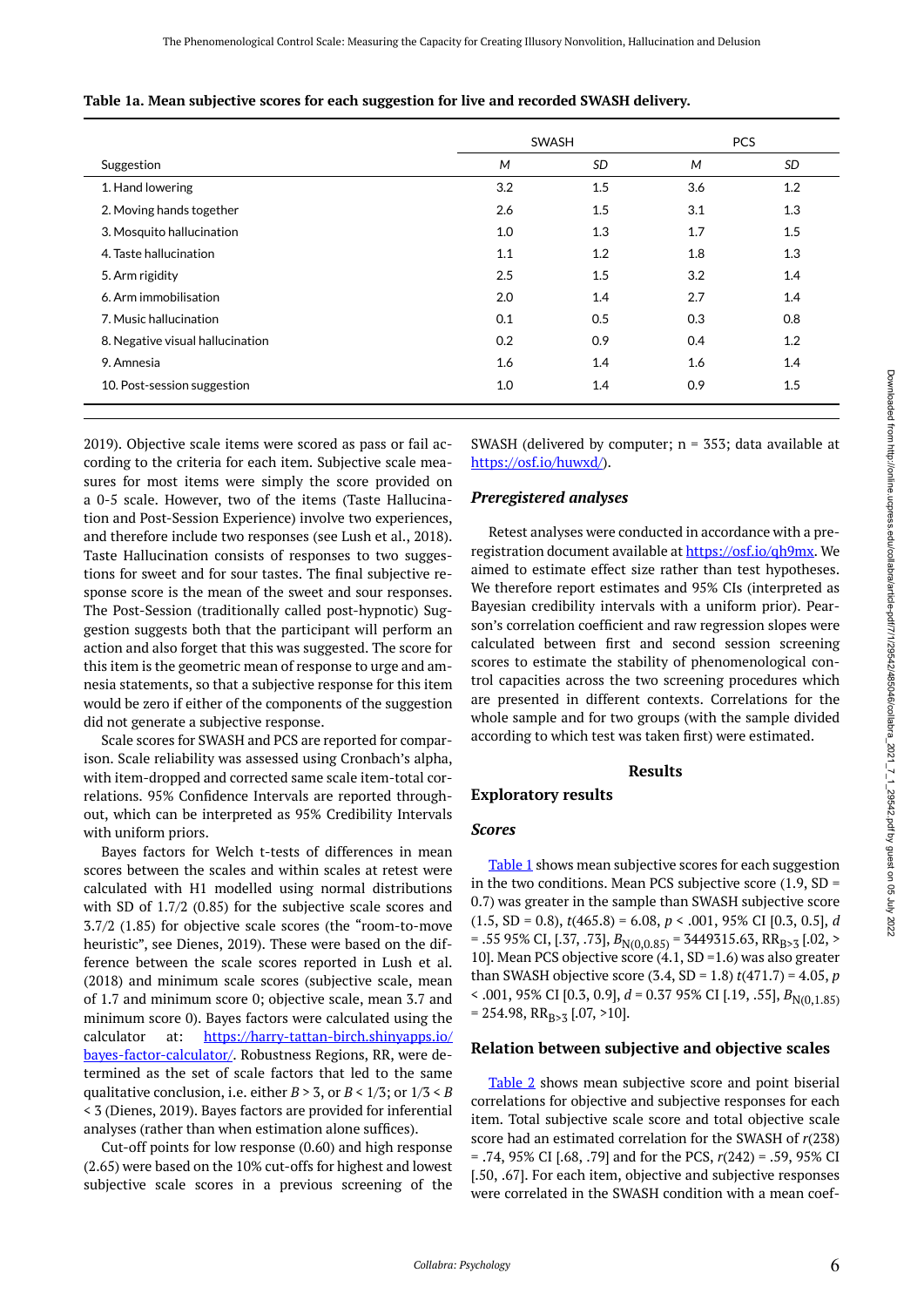**Table 1a. Mean subjective scores for each suggestion for live and recorded SWASH delivery.**

| Suggestion | SWASH | | PCS | |
|---|---|---|---|---|
| | *M* | *SD* | *M* | *SD* |
| 1. Hand lowering | 3.2 | 1.5 | 3.6 | 1.2 |
| 2. Moving hands together | 2.6 | 1.5 | 3.1 | 1.3 |
| 3. Mosquito hallucination | 1.0 | 1.3 | 1.7 | 1.5 |
| 4. Taste hallucination | 1.1 | 1.2 | 1.8 | 1.3 |
| 5. Arm rigidity | 2.5 | 1.5 | 3.2 | 1.4 |
| 6. Arm immobilisation | 2.0 | 1.4 | 2.7 | 1.4 |
| 7. Music hallucination | 0.1 | 0.5 | 0.3 | 0.8 |
| 8. Negative visual hallucination | 0.2 | 0.9 | 0.4 | 1.2 |
| 9. Amnesia | 1.6 | 1.4 | 1.6 | 1.4 |
| 10. Post-session suggestion | 1.0 | 1.4 | 0.9 | 1.5 |

2019). Objective scale items were scored as pass or fail according to the criteria for each item. Subjective scale measures for most items were simply the score provided on a 0-5 scale. However, two of the items (Taste Hallucination and Post-Session Experience) involve two experiences, and therefore include two responses (see Lush et al., 2018). Taste Hallucination consists of responses to two suggestions for sweet and for sour tastes. The final subjective response score is the mean of the sweet and sour responses. The Post-Session (traditionally called post-hypnotic) Suggestion suggests both that the participant will perform an action and also forget that this was suggested. The score for this item is the geometric mean of response to urge and amnesia statements, so that a subjective response for this item would be zero if either of the components of the suggestion did not generate a subjective response.

Scale scores for SWASH and PCS are reported for comparison. Scale reliability was assessed using Cronbach's alpha, with item-dropped and corrected same scale item-total correlations. 95% Confidence Intervals are reported throughout, which can be interpreted as 95% Credibility Intervals with uniform priors.

Bayes factors for Welch t-tests of differences in mean scores between the scales and within scales at retest were calculated with H1 modelled using normal distributions with SD of 1.7/2 (0.85) for the subjective scale scores and 3.7/2 (1.85) for objective scale scores (the "room-to-move heuristic", see Dienes, 2019). These were based on the difference between the scale scores reported in Lush et al. (2018) and minimum scale scores (subjective scale, mean of 1.7 and minimum score 0; objective scale, mean 3.7 and minimum score 0). Bayes factors were calculated using the calculator at: https://harry-tattan-birch.shinyapps.io/bayes-factor-calculator/. Robustness Regions, RR, were determined as the set of scale factors that led to the same qualitative conclusion, i.e. either $B > 3$, or $B < 1/3$; or $1/3 < B < 3$ (Dienes, 2019). Bayes factors are provided for inferential analyses (rather than where estimation alone suffices).

Cut-off points for low response (0.60) and high response (2.65) were based on the 10% cut-offs for highest and lowest subjective scale scores in a previous screening of the SWASH (delivered by computer; n = 353; data available at https://osf.io/huwxd/).

### *Preregistered analyses*

Retest analyses were conducted in accordance with a preregistration document available at https://osf.io/qh9mx. We aimed to estimate effect size rather than test hypotheses. We therefore report estimates and 95% CIs (interpreted as Bayesian credibility intervals with a uniform prior). Pearson's correlation coefficient and raw regression slopes were calculated between first and second session screening scores to estimate the stability of phenomenological control capacities across the two screening procedures which are presented in different contexts. Correlations for the whole sample and for two groups (with the sample divided according to which test was taken first) were estimated.

## Results

### Exploratory results

### *Scores*

Table 1 shows mean subjective scores for each suggestion in the two conditions. Mean PCS subjective score (1.9, SD = 0.7) was greater in the sample than SWASH subjective score (1.5, SD = 0.8), $t(465.8) = 6.08$, $p < .001$, 95% CI [0.3, 0.5], $d = .55$ 95% CI, [.37, .73], $B_{N(0,0.85)} = 3449315.63$, $RR_{B>3}$ [.02, > 10]. Mean PCS objective score (4.1, SD =1.6) was also greater than SWASH objective score (3.4, SD = 1.8) $t(471.7) = 4.05$, $p < .001$, 95% CI [0.3, 0.9], $d = 0.37$ 95% CI [.19, .55], $B_{N(0,1.85)} = 254.98$, $RR_{B>3}$ [.07, >10].

### Relation between subjective and objective scales

Table 2 shows mean subjective score and point biserial correlations for objective and subjective responses for each item. Total subjective scale score and total objective scale score had an estimated correlation for the SWASH of $r(238) = .74$, 95% CI [.68, .79] and for the PCS, $r(242) = .59$, 95% CI [.50, .67]. For each item, objective and subjective responses were correlated in the SWASH condition with a mean coef-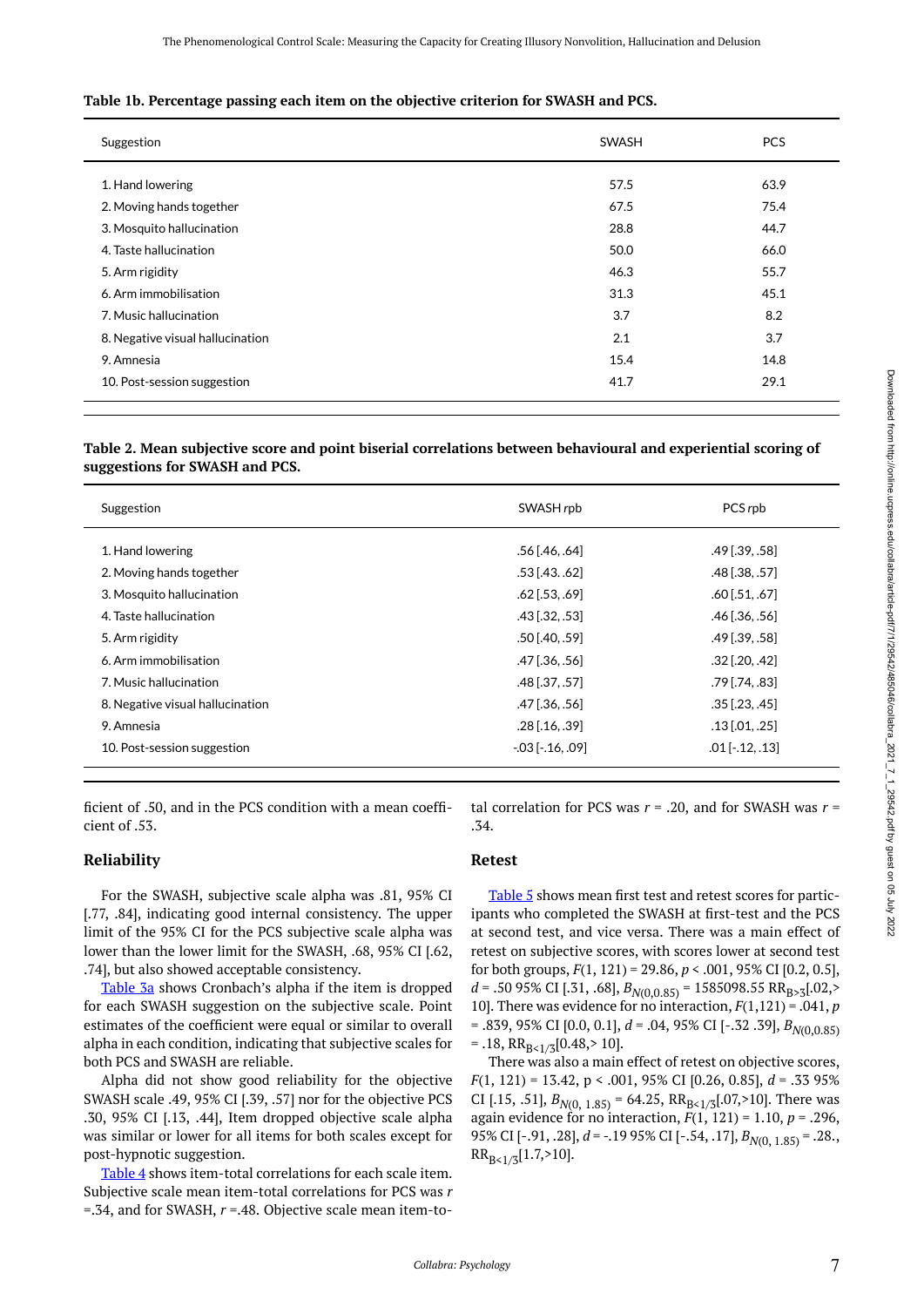**Table 1b. Percentage passing each item on the objective criterion for SWASH and PCS.**

| Suggestion | SWASH | PCS |
|---|---|---|
| 1. Hand lowering | 57.5 | 63.9 |
| 2. Moving hands together | 67.5 | 75.4 |
| 3. Mosquito hallucination | 28.8 | 44.7 |
| 4. Taste hallucination | 50.0 | 66.0 |
| 5. Arm rigidity | 46.3 | 55.7 |
| 6. Arm immobilisation | 31.3 | 45.1 |
| 7. Music hallucination | 3.7 | 8.2 |
| 8. Negative visual hallucination | 2.1 | 3.7 |
| 9. Amnesia | 15.4 | 14.8 |
| 10. Post-session suggestion | 41.7 | 29.1 |

**Table 2. Mean subjective score and point biserial correlations between behavioural and experiential scoring of suggestions for SWASH and PCS.**

| Suggestion | SWASH rpb | PCS rpb |
|---|---|---|
| 1. Hand lowering | .56 [.46, .64] | .49 [.39, .58] |
| 2. Moving hands together | .53 [.43. .62] | .48 [.38, .57] |
| 3. Mosquito hallucination | .62 [.53, .69] | .60 [.51, .67] |
| 4. Taste hallucination | .43 [.32, .53] | .46 [.36, .56] |
| 5. Arm rigidity | .50 [.40, .59] | .49 [.39, .58] |
| 6. Arm immobilisation | .47 [.36, .56] | .32 [.20, .42] |
| 7. Music hallucination | .48 [.37, .57] | .79 [.74, .83] |
| 8. Negative visual hallucination | .47 [.36, .56] | .35 [.23, .45] |
| 9. Amnesia | .28 [.16, .39] | .13 [.01, .25] |
| 10. Post-session suggestion | -.03 [-.16, .09] | .01 [-.12, .13] |

ficient of .50, and in the PCS condition with a mean coefficient of .53.

## Reliability

For the SWASH, subjective scale alpha was .81, 95% CI [.77, .84], indicating good internal consistency. The upper limit of the 95% CI for the PCS subjective scale alpha was lower than the lower limit for the SWASH, .68, 95% CI [.62, .74], but also showed acceptable consistency.

Table 3a shows Cronbach's alpha if the item is dropped for each SWASH suggestion on the subjective scale. Point estimates of the coefficient were equal or similar to overall alpha in each condition, indicating that subjective scales for both PCS and SWASH are reliable.

Alpha did not show good reliability for the objective SWASH scale .49, 95% CI [.39, .57] nor for the objective PCS .30, 95% CI [.13, .44], Item dropped objective scale alpha was similar or lower for all items for both scales except for post-hypnotic suggestion.

Table 4 shows item-total correlations for each scale item. Subjective scale mean item-total correlations for PCS was $r$ =.34, and for SWASH, $r$ =.48. Objective scale mean item-total correlation for PCS was $r$ = .20, and for SWASH was $r$ = .34.

## Retest

Table 5 shows mean first test and retest scores for participants who completed the SWASH at first-test and the PCS at second test, and vice versa. There was a main effect of retest on subjective scores, with scores lower at second test for both groups, $F(1, 121) = 29.86$, $p < .001$, 95% CI [0.2, 0.5], $d = .50$ 95% CI [.31, .68], $B_{N(0,0.85)} = 1585098.55$ $RR_{B>3}$[.02,> 10]. There was evidence for no interaction, $F(1,121) = .041$, $p = .839$, 95% CI [0.0, 0.1], $d = .04$, 95% CI [-.32 .39], $B_{N(0,0.85)} = .18$, $RR_{B<1/3}$[0.48,> 10].

There was also a main effect of retest on objective scores, $F(1, 121) = 13.42$, p < .001, 95% CI [0.26, 0.85], $d = .33$ 95% CI [.15, .51], $B_{N(0, 1.85)} = 64.25$, $RR_{B<1/3}$[.07,>10]. There was again evidence for no interaction, $F(1, 121) = 1.10$, $p = .296$, 95% CI [-.91, .28], $d = -.19$ 95% CI [-.54, .17], $B_{N(0, 1.85)} = .28.$, $RR_{B<1/3}$[1.7,>10].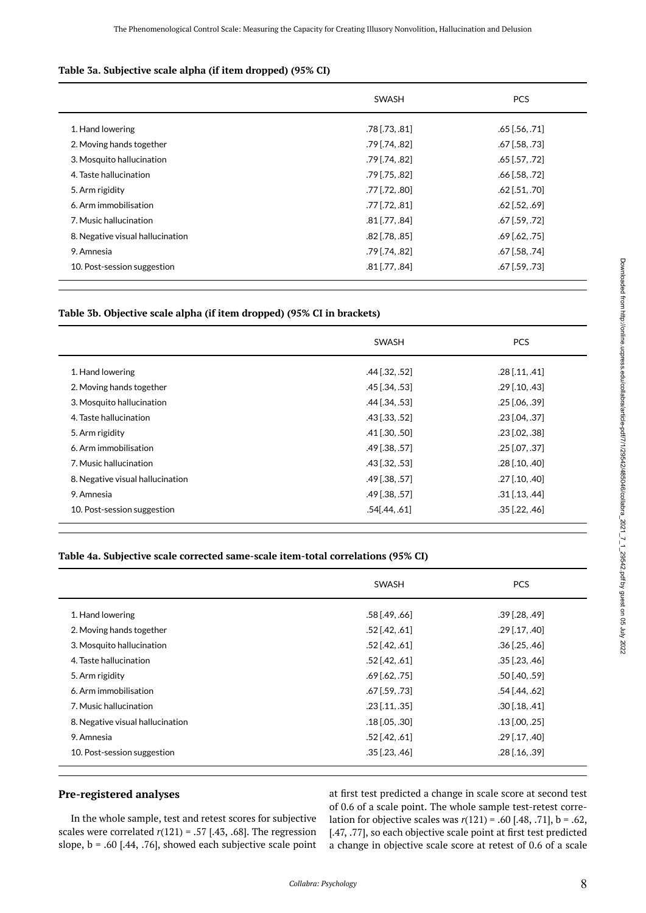**Table 3a. Subjective scale alpha (if item dropped) (95% CI)**

| | SWASH | PCS |
|---|---|---|
| 1. Hand lowering | .78 [.73, .81] | .65 [.56, .71] |
| 2. Moving hands together | .79 [.74, .82] | .67 [.58, .73] |
| 3. Mosquito hallucination | .79 [.74, .82] | .65 [.57, .72] |
| 4. Taste hallucination | .79 [.75, .82] | .66 [.58, .72] |
| 5. Arm rigidity | .77 [.72, .80] | .62 [.51, .70] |
| 6. Arm immobilisation | .77 [.72, .81] | .62 [.52, .69] |
| 7. Music hallucination | .81 [.77, .84] | .67 [.59, .72] |
| 8. Negative visual hallucination | .82 [.78, .85] | .69 [.62, .75] |
| 9. Amnesia | .79 [.74, .82] | .67 [.58, .74] |
| 10. Post-session suggestion | .81 [.77, .84] | .67 [.59, .73] |

**Table 3b. Objective scale alpha (if item dropped) (95% CI in brackets)**

| | SWASH | PCS |
|---|---|---|
| 1. Hand lowering | .44 [.32, .52] | .28 [.11, .41] |
| 2. Moving hands together | .45 [.34, .53] | .29 [.10, .43] |
| 3. Mosquito hallucination | .44 [.34, .53] | .25 [.06, .39] |
| 4. Taste hallucination | .43 [.33, .52] | .23 [.04, .37] |
| 5. Arm rigidity | .41 [.30, .50] | .23 [.02, .38] |
| 6. Arm immobilisation | .49 [.38, .57] | .25 [.07, .37] |
| 7. Music hallucination | .43 [.32, .53] | .28 [.10, .40] |
| 8. Negative visual hallucination | .49 [.38, .57] | .27 [.10, .40] |
| 9. Amnesia | .49 [.38, .57] | .31 [.13, .44] |
| 10. Post-session suggestion | .54[.44, .61] | .35 [.22, .46] |

**Table 4a. Subjective scale corrected same-scale item-total correlations (95% CI)**

| | SWASH | PCS |
|---|---|---|
| 1. Hand lowering | .58 [.49, .66] | .39 [.28, .49] |
| 2. Moving hands together | .52 [.42, .61] | .29 [.17, .40] |
| 3. Mosquito hallucination | .52 [.42, .61] | .36 [.25, .46] |
| 4. Taste hallucination | .52 [.42, .61] | .35 [.23, .46] |
| 5. Arm rigidity | .69 [.62, .75] | .50 [.40, .59] |
| 6. Arm immobilisation | .67 [.59, .73] | .54 [.44, .62] |
| 7. Music hallucination | .23 [.11, .35] | .30 [.18, .41] |
| 8. Negative visual hallucination | .18 [.05, .30] | .13 [.00, .25] |
| 9. Amnesia | .52 [.42, .61] | .29 [.17, .40] |
| 10. Post-session suggestion | .35 [.23, .46] | .28 [.16, .39] |

## Pre-registered analyses

In the whole sample, test and retest scores for subjective scales were correlated $r(121) = .57$ [.43, .68]. The regression slope, b = .60 [.44, .76], showed each subjective scale point at first test predicted a change in scale score at second test of 0.6 of a scale point. The whole sample test-retest correlation for objective scales was $r(121) = .60$ [.48, .71], b = .62, [.47, .77], so each objective scale point at first test predicted a change in objective scale score at retest of 0.6 of a scale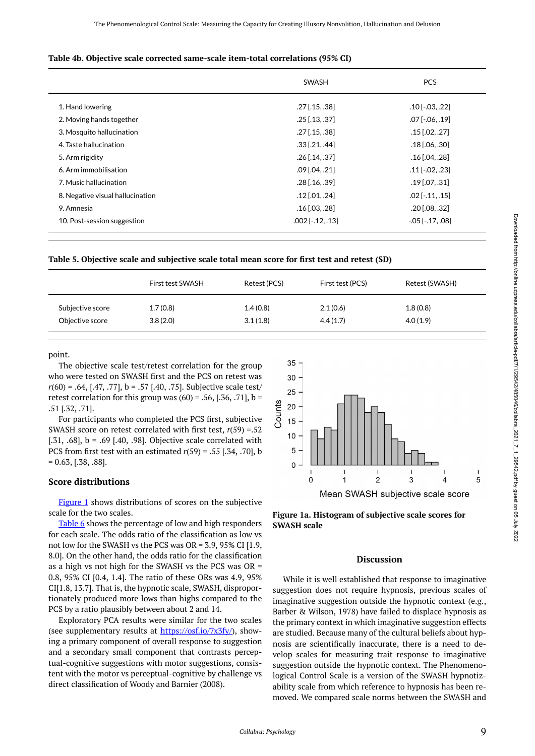**Table 4b. Objective scale corrected same-scale item-total correlations (95% CI)**

| | SWASH | PCS |
|---|---|---|
| 1. Hand lowering | .27 [.15, .38] | .10 [-.03, .22] |
| 2. Moving hands together | .25 [.13, .37] | .07 [-.06, .19] |
| 3. Mosquito hallucination | .27 [.15, .38] | .15 [.02, .27] |
| 4. Taste hallucination | .33 [.21, .44] | .18 [.06, .30] |
| 5. Arm rigidity | .26 [.14, .37] | .16 [.04, .28] |
| 6. Arm immobilisation | .09 [.04, .21] | .11 [-.02, .23] |
| 7. Music hallucination | .28 [.16, .39] | .19 [.07, .31] |
| 8. Negative visual hallucination | .12 [.01, .24] | .02 [-.11, .15] |
| 9. Amnesia | .16 [.03, .28] | .20 [.08, .32] |
| 10. Post-session suggestion | .002 [-.12, .13] | -.05 [-.17, .08] |

**Table 5. Objective scale and subjective scale total mean score for first test and retest (SD)**

| | First test SWASH | Retest (PCS) | First test (PCS) | Retest (SWASH) |
|---|---|---|---|---|
| Subjective score | 1.7 (0.8) | 1.4 (0.8) | 2.1 (0.6) | 1.8 (0.8) |
| Objective score | 3.8 (2.0) | 3.1 (1.8) | 4.4 (1.7) | 4.0 (1.9) |

point.

The objective scale test/retest correlation for the group who were tested on SWASH first and the PCS on retest was $r(60)$ = .64, [.47, .77], b = .57 [.40, .75]. Subjective scale test/retest correlation for this group was (60) = .56, [.36, .71], b = .51 [.32, .71].

For participants who completed the PCS first, subjective SWASH score on retest correlated with first test, $r(59)$ =.52 [.31, .68], b = .69 [.40, .98]. Objective scale correlated with PCS from first test with an estimated $r(59)$ = .55 [.34, .70], b = 0.63, [.38, .88].

## Score distributions

Figure 1 shows distributions of scores on the subjective scale for the two scales.

Table 6 shows the percentage of low and high responders for each scale. The odds ratio of the classification as low vs not low for the SWASH vs the PCS was OR = 3.9, 95% CI [1.9, 8.0]. On the other hand, the odds ratio for the classification as a high vs not high for the SWASH vs the PCS was OR = 0.8, 95% CI [0.4, 1.4]. The ratio of these ORs was 4.9, 95% CI[1.8, 13.7]. That is, the hypnotic scale, SWASH, disproportionately produced more lows than highs compared to the PCS by a ratio plausibly between about 2 and 14.

Exploratory PCA results were similar for the two scales (see supplementary results at https://osf.io/7x3fy/), showing a primary component of overall response to suggestion and a secondary small component that contrasts perceptual-cognitive suggestions with motor suggestions, consistent with the motor vs perceptual-cognitive by challenge vs direct classification of Woody and Barnier (2008).

**Figure 1a. Histogram of subjective scale scores for SWASH scale**

## Discussion

While it is well established that response to imaginative suggestion does not require hypnosis, previous scales of imaginative suggestion outside the hypnotic context (e.g., Barber & Wilson, 1978) have failed to displace hypnosis as the primary context in which imaginative suggestion effects are studied. Because many of the cultural beliefs about hypnosis are scientifically inaccurate, there is a need to develop scales for measuring trait response to imaginative suggestion outside the hypnotic context. The Phenomenological Control Scale is a version of the SWASH hypnotizability scale from which reference to hypnosis has been removed. We compared scale norms between the SWASH and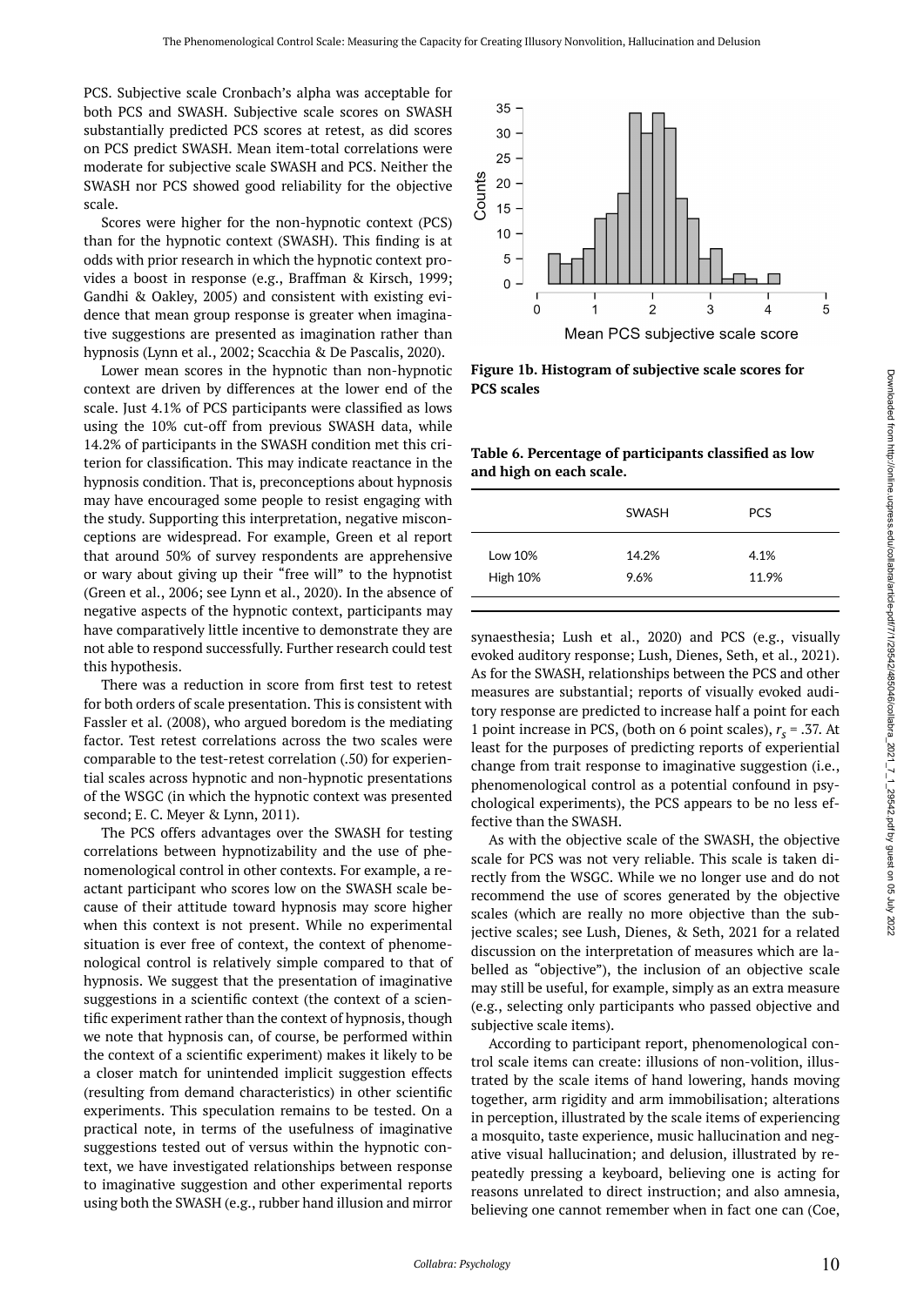PCS. Subjective scale Cronbach's alpha was acceptable for both PCS and SWASH. Subjective scale scores on SWASH substantially predicted PCS scores at retest, as did scores on PCS predict SWASH. Mean item-total correlations were moderate for subjective scale SWASH and PCS. Neither the SWASH nor PCS showed good reliability for the objective scale.

Scores were higher for the non-hypnotic context (PCS) than for the hypnotic context (SWASH). This finding is at odds with prior research in which the hypnotic context provides a boost in response (e.g., Braffman & Kirsch, 1999; Gandhi & Oakley, 2005) and consistent with existing evidence that mean group response is greater when imaginative suggestions are presented as imagination rather than hypnosis (Lynn et al., 2002; Scacchia & De Pascalis, 2020).

Lower mean scores in the hypnotic than non-hypnotic context are driven by differences at the lower end of the scale. Just 4.1% of PCS participants were classified as lows using the 10% cut-off from previous SWASH data, while 14.2% of participants in the SWASH condition met this criterion for classification. This may indicate reactance in the hypnosis condition. That is, preconceptions about hypnosis may have encouraged some people to resist engaging with the study. Supporting this interpretation, negative misconceptions are widespread. For example, Green et al report that around 50% of survey respondents are apprehensive or wary about giving up their "free will" to the hypnotist (Green et al., 2006; see Lynn et al., 2020). In the absence of negative aspects of the hypnotic context, participants may have comparatively little incentive to demonstrate they are not able to respond successfully. Further research could test this hypothesis.

There was a reduction in score from first test to retest for both orders of scale presentation. This is consistent with Fassler et al. (2008), who argued boredom is the mediating factor. Test retest correlations across the two scales were comparable to the test-retest correlation (.50) for experiential scales across hypnotic and non-hypnotic presentations of the WSGC (in which the hypnotic context was presented second; E. C. Meyer & Lynn, 2011).

The PCS offers advantages over the SWASH for testing correlations between hypnotizability and the use of phenomenological control in other contexts. For example, a reactant participant who scores low on the SWASH scale because of their attitude toward hypnosis may score higher when this context is not present. While no experimental situation is ever free of context, the context of phenomenological control is relatively simple compared to that of hypnosis. We suggest that the presentation of imaginative suggestions in a scientific context (the context of a scientific experiment rather than the context of hypnosis, though we note that hypnosis can, of course, be performed within the context of a scientific experiment) makes it likely to be a closer match for unintended implicit suggestion effects (resulting from demand characteristics) in other scientific experiments. This speculation remains to be tested. On a practical note, in terms of the usefulness of imaginative suggestions tested out of versus within the hypnotic context, we have investigated relationships between response to imaginative suggestion and other experimental reports using both the SWASH (e.g., rubber hand illusion and mirror

**Figure 1b. Histogram of subjective scale scores for PCS scales**

**Table 6. Percentage of participants classified as low and high on each scale.**

| | SWASH | PCS |
|---|---|---|
| Low 10% | 14.2% | 4.1% |
| High 10% | 9.6% | 11.9% |

synaesthesia; Lush et al., 2020) and PCS (e.g., visually evoked auditory response; Lush, Dienes, Seth, et al., 2021). As for the SWASH, relationships between the PCS and other measures are substantial; reports of visually evoked auditory response are predicted to increase half a point for each 1 point increase in PCS, (both on 6 point scales), $r_s$ = .37. At least for the purposes of predicting reports of experiential change from trait response to imaginative suggestion (i.e., phenomenological control as a potential confound in psychological experiments), the PCS appears to be no less effective than the SWASH.

As with the objective scale of the SWASH, the objective scale for PCS was not very reliable. This scale is taken directly from the WSGC. While we no longer use and do not recommend the use of scores generated by the objective scales (which are really no more objective than the subjective scales; see Lush, Dienes, & Seth, 2021 for a related discussion on the interpretation of measures which are labelled as "objective"), the inclusion of an objective scale may still be useful, for example, simply as an extra measure (e.g., selecting only participants who passed objective and subjective scale items).

According to participant report, phenomenological control scale items can create: illusions of non-volition, illustrated by the scale items of hand lowering, hands moving together, arm rigidity and arm immobilisation; alterations in perception, illustrated by the scale items of experiencing a mosquito, taste experience, music hallucination and negative visual hallucination; and delusion, illustrated by repeatedly pressing a keyboard, believing one is acting for reasons unrelated to direct instruction; and also amnesia, believing one cannot remember when in fact one can (Coe,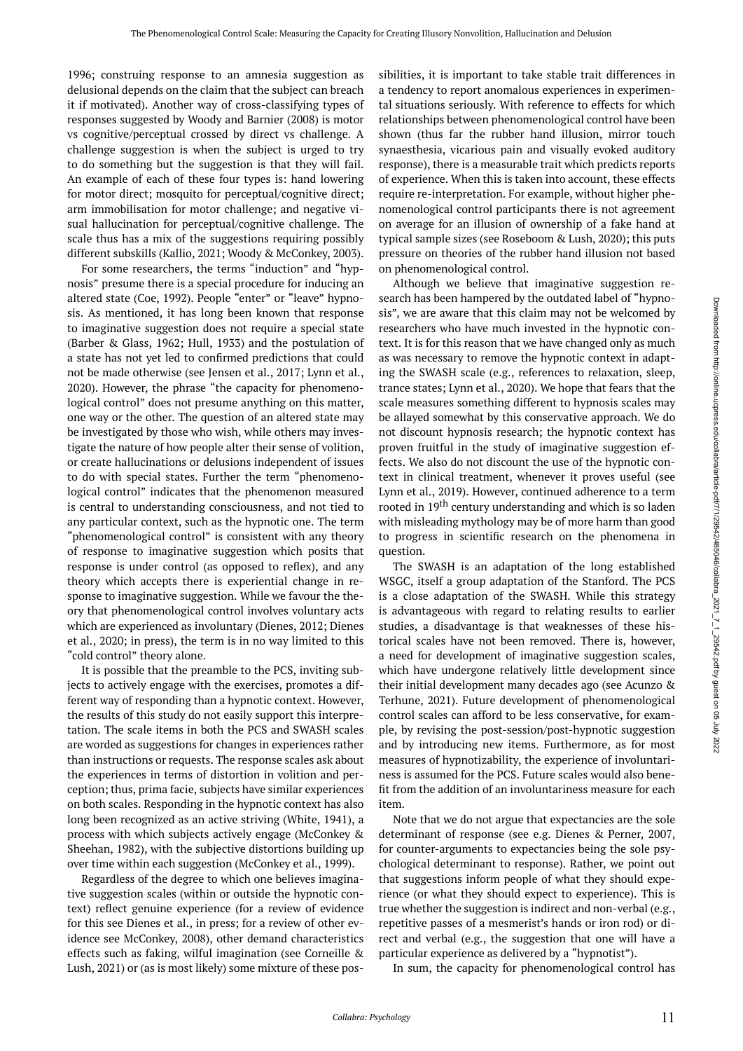1996; construing response to an amnesia suggestion as delusional depends on the claim that the subject can breach it if motivated). Another way of cross-classifying types of responses suggested by Woody and Barnier (2008) is motor vs cognitive/perceptual crossed by direct vs challenge. A challenge suggestion is when the subject is urged to try to do something but the suggestion is that they will fail. An example of each of these four types is: hand lowering for motor direct; mosquito for perceptual/cognitive direct; arm immobilisation for motor challenge; and negative visual hallucination for perceptual/cognitive challenge. The scale thus has a mix of the suggestions requiring possibly different subskills (Kallio, 2021; Woody & McConkey, 2003).

For some researchers, the terms "induction" and "hypnosis" presume there is a special procedure for inducing an altered state (Coe, 1992). People "enter" or "leave" hypnosis. As mentioned, it has long been known that response to imaginative suggestion does not require a special state (Barber & Glass, 1962; Hull, 1933) and the postulation of a state has not yet led to confirmed predictions that could not be made otherwise (see Jensen et al., 2017; Lynn et al., 2020). However, the phrase "the capacity for phenomenological control" does not presume anything on this matter, one way or the other. The question of an altered state may be investigated by those who wish, while others may investigate the nature of how people alter their sense of volition, or create hallucinations or delusions independent of issues to do with special states. Further the term "phenomenological control" indicates that the phenomenon measured is central to understanding consciousness, and not tied to any particular context, such as the hypnotic one. The term "phenomenological control" is consistent with any theory of response to imaginative suggestion which posits that response is under control (as opposed to reflex), and any theory which accepts there is experiential change in response to imaginative suggestion. While we favour the theory that phenomenological control involves voluntary acts which are experienced as involuntary (Dienes, 2012; Dienes et al., 2020; in press), the term is in no way limited to this "cold control" theory alone.

It is possible that the preamble to the PCS, inviting subjects to actively engage with the exercises, promotes a different way of responding than a hypnotic context. However, the results of this study do not easily support this interpretation. The scale items in both the PCS and SWASH scales are worded as suggestions for changes in experiences rather than instructions or requests. The response scales ask about the experiences in terms of distortion in volition and perception; thus, prima facie, subjects have similar experiences on both scales. Responding in the hypnotic context has also long been recognized as an active striving (White, 1941), a process with which subjects actively engage (McConkey & Sheehan, 1982), with the subjective distortions building up over time within each suggestion (McConkey et al., 1999).

Regardless of the degree to which one believes imaginative suggestion scales (within or outside the hypnotic context) reflect genuine experience (for a review of evidence for this see Dienes et al., in press; for a review of other evidence see McConkey, 2008), other demand characteristics effects such as faking, wilful imagination (see Corneille & Lush, 2021) or (as is most likely) some mixture of these possibilities, it is important to take stable trait differences in a tendency to report anomalous experiences in experimental situations seriously. With reference to effects for which relationships between phenomenological control have been shown (thus far the rubber hand illusion, mirror touch synaesthesia, vicarious pain and visually evoked auditory response), there is a measurable trait which predicts reports of experience. When this is taken into account, these effects require re-interpretation. For example, without higher phenomenological control participants there is not agreement on average for an illusion of ownership of a fake hand at typical sample sizes (see Roseboom & Lush, 2020); this puts pressure on theories of the rubber hand illusion not based on phenomenological control.

Although we believe that imaginative suggestion research has been hampered by the outdated label of "hypnosis", we are aware that this claim may not be welcomed by researchers who have much invested in the hypnotic context. It is for this reason that we have changed only as much as was necessary to remove the hypnotic context in adapting the SWASH scale (e.g., references to relaxation, sleep, trance states; Lynn et al., 2020). We hope that fears that the scale measures something different to hypnosis scales may be allayed somewhat by this conservative approach. We do not discount hypnosis research; the hypnotic context has proven fruitful in the study of imaginative suggestion effects. We also do not discount the use of the hypnotic context in clinical treatment, whenever it proves useful (see Lynn et al., 2019). However, continued adherence to a term rooted in 19th century understanding and which is so laden with misleading mythology may be of more harm than good to progress in scientific research on the phenomena in question.

The SWASH is an adaptation of the long established WSGC, itself a group adaptation of the Stanford. The PCS is a close adaptation of the SWASH. While this strategy is advantageous with regard to relating results to earlier studies, a disadvantage is that weaknesses of these historical scales have not been removed. There is, however, a need for development of imaginative suggestion scales, which have undergone relatively little development since their initial development many decades ago (see Acunzo & Terhune, 2021). Future development of phenomenological control scales can afford to be less conservative, for example, by revising the post-session/post-hypnotic suggestion and by introducing new items. Furthermore, as for most measures of hypnotizability, the experience of involuntariness is assumed for the PCS. Future scales would also benefit from the addition of an involuntariness measure for each item.

Note that we do not argue that expectancies are the sole determinant of response (see e.g. Dienes & Perner, 2007, for counter-arguments to expectancies being the sole psychological determinant to response). Rather, we point out that suggestions inform people of what they should experience (or what they should expect to experience). This is true whether the suggestion is indirect and non-verbal (e.g., repetitive passes of a mesmerist's hands or iron rod) or direct and verbal (e.g., the suggestion that one will have a particular experience as delivered by a "hypnotist").

In sum, the capacity for phenomenological control has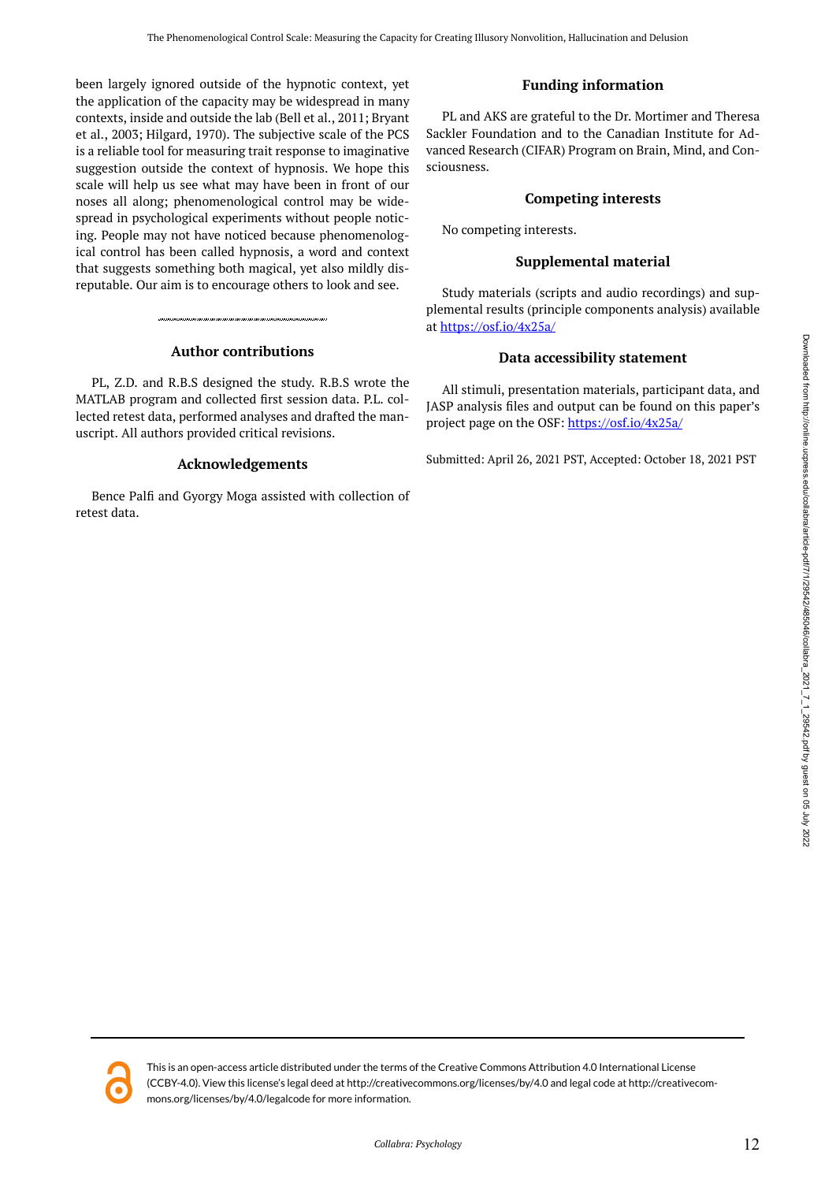been largely ignored outside of the hypnotic context, yet the application of the capacity may be widespread in many contexts, inside and outside the lab (Bell et al., 2011; Bryant et al., 2003; Hilgard, 1970). The subjective scale of the PCS is a reliable tool for measuring trait response to imaginative suggestion outside the context of hypnosis. We hope this scale will help us see what may have been in front of our noses all along; phenomenological control may be widespread in psychological experiments without people noticing. People may not have noticed because phenomenological control has been called hypnosis, a word and context that suggests something both magical, yet also mildly disreputable. Our aim is to encourage others to look and see.

## Author contributions

PL, Z.D. and R.B.S designed the study. R.B.S wrote the MATLAB program and collected first session data. P.L. collected retest data, performed analyses and drafted the manuscript. All authors provided critical revisions.

## Acknowledgements

Bence Palfi and Gyorgy Moga assisted with collection of retest data.

## Funding information

PL and AKS are grateful to the Dr. Mortimer and Theresa Sackler Foundation and to the Canadian Institute for Advanced Research (CIFAR) Program on Brain, Mind, and Consciousness.

## Competing interests

No competing interests.

## Supplemental material

Study materials (scripts and audio recordings) and supplemental results (principle components analysis) available at https://osf.io/4x25a/

## Data accessibility statement

All stimuli, presentation materials, participant data, and JASP analysis files and output can be found on this paper's project page on the OSF: https://osf.io/4x25a/

Submitted: April 26, 2021 PST, Accepted: October 18, 2021 PST

This is an open-access article distributed under the terms of the Creative Commons Attribution 4.0 International License (CCBY-4.0). View this license's legal deed at http://creativecommons.org/licenses/by/4.0 and legal code at http://creativecommons.org/licenses/by/4.0/legalcode for more information.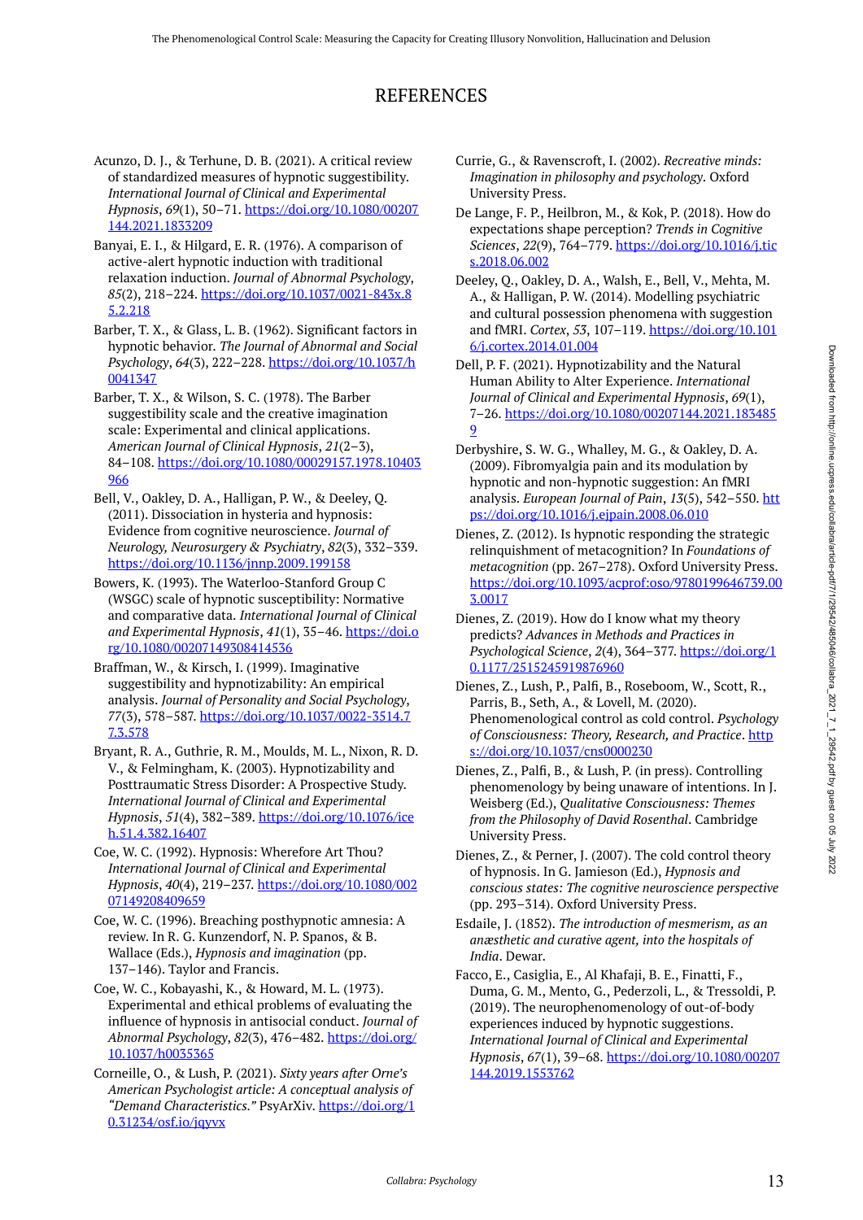# REFERENCES

Acunzo, D. J., & Terhune, D. B. (2021). A critical review of standardized measures of hypnotic suggestibility. *International Journal of Clinical and Experimental Hypnosis*, *69*(1), 50–71. https://doi.org/10.1080/00207144.2021.1833209

Banyai, E. I., & Hilgard, E. R. (1976). A comparison of active-alert hypnotic induction with traditional relaxation induction. *Journal of Abnormal Psychology*, *85*(2), 218–224. https://doi.org/10.1037/0021-843x.85.2.218

Barber, T. X., & Glass, L. B. (1962). Significant factors in hypnotic behavior. *The Journal of Abnormal and Social Psychology*, *64*(3), 222–228. https://doi.org/10.1037/h0041347

Barber, T. X., & Wilson, S. C. (1978). The Barber suggestibility scale and the creative imagination scale: Experimental and clinical applications. *American Journal of Clinical Hypnosis*, *21*(2–3), 84–108. https://doi.org/10.1080/00029157.1978.10403966

Bell, V., Oakley, D. A., Halligan, P. W., & Deeley, Q. (2011). Dissociation in hysteria and hypnosis: Evidence from cognitive neuroscience. *Journal of Neurology, Neurosurgery & Psychiatry*, *82*(3), 332–339. https://doi.org/10.1136/jnnp.2009.199158

Bowers, K. (1993). The Waterloo-Stanford Group C (WSGC) scale of hypnotic susceptibility: Normative and comparative data. *International Journal of Clinical and Experimental Hypnosis*, *41*(1), 35–46. https://doi.org/10.1080/00207149308414536

Braffman, W., & Kirsch, I. (1999). Imaginative suggestibility and hypnotizability: An empirical analysis. *Journal of Personality and Social Psychology*, *77*(3), 578–587. https://doi.org/10.1037/0022-3514.77.3.578

Bryant, R. A., Guthrie, R. M., Moulds, M. L., Nixon, R. D. V., & Felmingham, K. (2003). Hypnotizability and Posttraumatic Stress Disorder: A Prospective Study. *International Journal of Clinical and Experimental Hypnosis*, *51*(4), 382–389. https://doi.org/10.1076/iceh.51.4.382.16407

Coe, W. C. (1992). Hypnosis: Wherefore Art Thou? *International Journal of Clinical and Experimental Hypnosis*, *40*(4), 219–237. https://doi.org/10.1080/00207149208409659

Coe, W. C. (1996). Breaching posthypnotic amnesia: A review. In R. G. Kunzendorf, N. P. Spanos, & B. Wallace (Eds.), *Hypnosis and imagination* (pp. 137–146). Taylor and Francis.

Coe, W. C., Kobayashi, K., & Howard, M. L. (1973). Experimental and ethical problems of evaluating the influence of hypnosis in antisocial conduct. *Journal of Abnormal Psychology*, *82*(3), 476–482. https://doi.org/10.1037/h0035365

Corneille, O., & Lush, P. (2021). *Sixty years after Orne's American Psychologist article: A conceptual analysis of "Demand Characteristics."* PsyArXiv. https://doi.org/10.31234/osf.io/jqyvx

Currie, G., & Ravenscroft, I. (2002). *Recreative minds: Imagination in philosophy and psychology*. Oxford University Press.

De Lange, F. P., Heilbron, M., & Kok, P. (2018). How do expectations shape perception? *Trends in Cognitive Sciences*, *22*(9), 764–779. https://doi.org/10.1016/j.tics.2018.06.002

Deeley, Q., Oakley, D. A., Walsh, E., Bell, V., Mehta, M. A., & Halligan, P. W. (2014). Modelling psychiatric and cultural possession phenomena with suggestion and fMRI. *Cortex*, *53*, 107–119. https://doi.org/10.1016/j.cortex.2014.01.004

Dell, P. F. (2021). Hypnotizability and the Natural Human Ability to Alter Experience. *International Journal of Clinical and Experimental Hypnosis*, *69*(1), 7–26. https://doi.org/10.1080/00207144.2021.1834859

Derbyshire, S. W. G., Whalley, M. G., & Oakley, D. A. (2009). Fibromyalgia pain and its modulation by hypnotic and non-hypnotic suggestion: An fMRI analysis. *European Journal of Pain*, *13*(5), 542–550. https://doi.org/10.1016/j.ejpain.2008.06.010

Dienes, Z. (2012). Is hypnotic responding the strategic relinquishment of metacognition? In *Foundations of metacognition* (pp. 267–278). Oxford University Press. https://doi.org/10.1093/acprof:oso/9780199646739.003.0017

Dienes, Z. (2019). How do I know what my theory predicts? *Advances in Methods and Practices in Psychological Science*, *2*(4), 364–377. https://doi.org/10.1177/2515245919876960

Dienes, Z., Lush, P., Palfi, B., Roseboom, W., Scott, R., Parris, B., Seth, A., & Lovell, M. (2020). Phenomenological control as cold control. *Psychology of Consciousness: Theory, Research, and Practice*. https://doi.org/10.1037/cns0000230

Dienes, Z., Palfi, B., & Lush, P. (in press). Controlling phenomenology by being unaware of intentions. In J. Weisberg (Ed.), *Qualitative Consciousness: Themes from the Philosophy of David Rosenthal*. Cambridge University Press.

Dienes, Z., & Perner, J. (2007). The cold control theory of hypnosis. In G. Jamieson (Ed.), *Hypnosis and conscious states: The cognitive neuroscience perspective* (pp. 293–314). Oxford University Press.

Esdaile, J. (1852). *The introduction of mesmerism, as an anæsthetic and curative agent, into the hospitals of India*. Dewar.

Facco, E., Casiglia, E., Al Khafaji, B. E., Finatti, F., Duma, G. M., Mento, G., Pederzoli, L., & Tressoldi, P. (2019). The neurophenomenology of out-of-body experiences induced by hypnotic suggestions. *International Journal of Clinical and Experimental Hypnosis*, *67*(1), 39–68. https://doi.org/10.1080/00207144.2019.1553762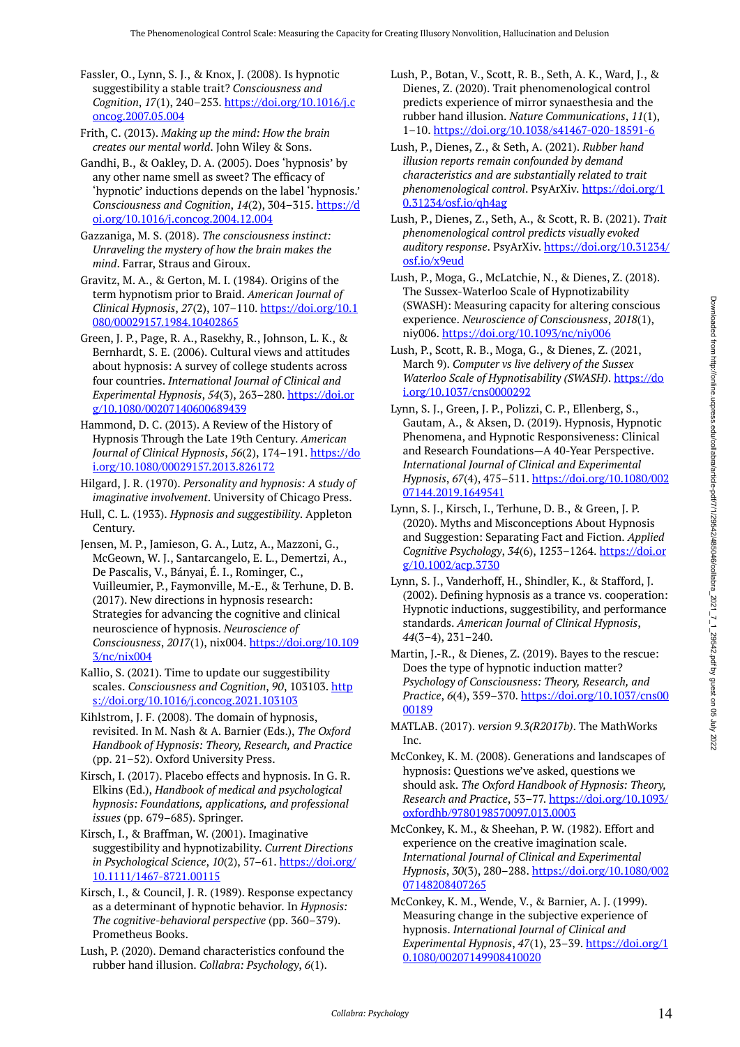Fassler, O., Lynn, S. J., & Knox, J. (2008). Is hypnotic suggestibility a stable trait? *Consciousness and Cognition*, *17*(1), 240–253. https://doi.org/10.1016/j.concog.2007.05.004

Frith, C. (2013). *Making up the mind: How the brain creates our mental world*. John Wiley & Sons.

Gandhi, B., & Oakley, D. A. (2005). Does 'hypnosis' by any other name smell as sweet? The efficacy of 'hypnotic' inductions depends on the label 'hypnosis.' *Consciousness and Cognition*, *14*(2), 304–315. https://doi.org/10.1016/j.concog.2004.12.004

Gazzaniga, M. S. (2018). *The consciousness instinct: Unraveling the mystery of how the brain makes the mind*. Farrar, Straus and Giroux.

Gravitz, M. A., & Gerton, M. I. (1984). Origins of the term hypnotism prior to Braid. *American Journal of Clinical Hypnosis*, *27*(2), 107–110. https://doi.org/10.1080/00029157.1984.10402865

Green, J. P., Page, R. A., Rasekhy, R., Johnson, L. K., & Bernhardt, S. E. (2006). Cultural views and attitudes about hypnosis: A survey of college students across four countries. *International Journal of Clinical and Experimental Hypnosis*, *54*(3), 263–280. https://doi.org/10.1080/00207140600689439

Hammond, D. C. (2013). A Review of the History of Hypnosis Through the Late 19th Century. *American Journal of Clinical Hypnosis*, *56*(2), 174–191. https://doi.org/10.1080/00029157.2013.826172

Hilgard, J. R. (1970). *Personality and hypnosis: A study of imaginative involvement*. University of Chicago Press.

Hull, C. L. (1933). *Hypnosis and suggestibility*. Appleton Century.

Jensen, M. P., Jamieson, G. A., Lutz, A., Mazzoni, G., McGeown, W. J., Santarcangelo, E. L., Demertzi, A., De Pascalis, V., Bányai, É. I., Rominger, C., Vuilleumier, P., Faymonville, M.-E., & Terhune, D. B. (2017). New directions in hypnosis research: Strategies for advancing the cognitive and clinical neuroscience of hypnosis. *Neuroscience of Consciousness*, *2017*(1), nix004. https://doi.org/10.1093/nc/nix004

Kallio, S. (2021). Time to update our suggestibility scales. *Consciousness and Cognition*, *90*, 103103. https://doi.org/10.1016/j.concog.2021.103103

Kihlstrom, J. F. (2008). The domain of hypnosis, revisited. In M. Nash & A. Barnier (Eds.), *The Oxford Handbook of Hypnosis: Theory, Research, and Practice* (pp. 21–52). Oxford University Press.

Kirsch, I. (2017). Placebo effects and hypnosis. In G. R. Elkins (Ed.), *Handbook of medical and psychological hypnosis: Foundations, applications, and professional issues* (pp. 679–685). Springer.

Kirsch, I., & Braffman, W. (2001). Imaginative suggestibility and hypnotizability. *Current Directions in Psychological Science*, *10*(2), 57–61. https://doi.org/10.1111/1467-8721.00115

Kirsch, I., & Council, J. R. (1989). Response expectancy as a determinant of hypnotic behavior. In *Hypnosis: The cognitive-behavioral perspective* (pp. 360–379). Prometheus Books.

Lush, P. (2020). Demand characteristics confound the rubber hand illusion. *Collabra: Psychology*, *6*(1).

Lush, P., Botan, V., Scott, R. B., Seth, A. K., Ward, J., & Dienes, Z. (2020). Trait phenomenological control predicts experience of mirror synaesthesia and the rubber hand illusion. *Nature Communications*, *11*(1), 1–10. https://doi.org/10.1038/s41467-020-18591-6

Lush, P., Dienes, Z., & Seth, A. (2021). *Rubber hand illusion reports remain confounded by demand characteristics and are substantially related to trait phenomenological control*. PsyArXiv. https://doi.org/10.31234/osf.io/qh4ag

Lush, P., Dienes, Z., Seth, A., & Scott, R. B. (2021). *Trait phenomenological control predicts visually evoked auditory response*. PsyArXiv. https://doi.org/10.31234/osf.io/x9eud

Lush, P., Moga, G., McLatchie, N., & Dienes, Z. (2018). The Sussex-Waterloo Scale of Hypnotizability (SWASH): Measuring capacity for altering conscious experience. *Neuroscience of Consciousness*, *2018*(1), niy006. https://doi.org/10.1093/nc/niy006

Lush, P., Scott, R. B., Moga, G., & Dienes, Z. (2021, March 9). *Computer vs live delivery of the Sussex Waterloo Scale of Hypnotisability (SWASH)*. https://doi.org/10.1037/cns0000292

Lynn, S. J., Green, J. P., Polizzi, C. P., Ellenberg, S., Gautam, A., & Aksen, D. (2019). Hypnosis, Hypnotic Phenomena, and Hypnotic Responsiveness: Clinical and Research Foundations—A 40-Year Perspective. *International Journal of Clinical and Experimental Hypnosis*, *67*(4), 475–511. https://doi.org/10.1080/00207144.2019.1649541

Lynn, S. J., Kirsch, I., Terhune, D. B., & Green, J. P. (2020). Myths and Misconceptions About Hypnosis and Suggestion: Separating Fact and Fiction. *Applied Cognitive Psychology*, *34*(6), 1253–1264. https://doi.org/10.1002/acp.3730

Lynn, S. J., Vanderhoff, H., Shindler, K., & Stafford, J. (2002). Defining hypnosis as a trance vs. cooperation: Hypnotic inductions, suggestibility, and performance standards. *American Journal of Clinical Hypnosis*, *44*(3–4), 231–240.

Martin, J.-R., & Dienes, Z. (2019). Bayes to the rescue: Does the type of hypnotic induction matter? *Psychology of Consciousness: Theory, Research, and Practice*, *6*(4), 359–370. https://doi.org/10.1037/cns0000189

MATLAB. (2017). *version 9.3(R2017b)*. The MathWorks Inc.

McConkey, K. M. (2008). Generations and landscapes of hypnosis: Questions we've asked, questions we should ask. *The Oxford Handbook of Hypnosis: Theory, Research and Practice*, 53–77. https://doi.org/10.1093/oxfordhb/9780198570097.013.0003

McConkey, K. M., & Sheehan, P. W. (1982). Effort and experience on the creative imagination scale. *International Journal of Clinical and Experimental Hypnosis*, *30*(3), 280–288. https://doi.org/10.1080/00207148208407265

McConkey, K. M., Wende, V., & Barnier, A. J. (1999). Measuring change in the subjective experience of hypnosis. *International Journal of Clinical and Experimental Hypnosis*, *47*(1), 23–39. https://doi.org/10.1080/00207149908410020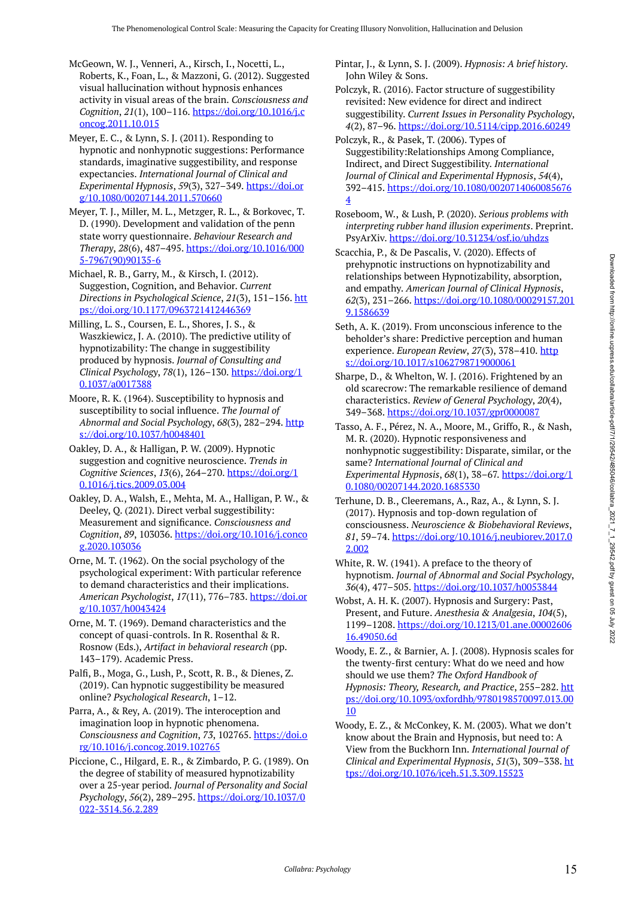McGeown, W. J., Venneri, A., Kirsch, I., Nocetti, L., Roberts, K., Foan, L., & Mazzoni, G. (2012). Suggested visual hallucination without hypnosis enhances activity in visual areas of the brain. *Consciousness and Cognition*, *21*(1), 100–116. https://doi.org/10.1016/j.concog.2011.10.015

Meyer, E. C., & Lynn, S. J. (2011). Responding to hypnotic and nonhypnotic suggestions: Performance standards, imaginative suggestibility, and response expectancies. *International Journal of Clinical and Experimental Hypnosis*, *59*(3), 327–349. https://doi.org/10.1080/00207144.2011.570660

Meyer, T. J., Miller, M. L., Metzger, R. L., & Borkovec, T. D. (1990). Development and validation of the penn state worry questionnaire. *Behaviour Research and Therapy*, *28*(6), 487–495. https://doi.org/10.1016/0005-7967(90)90135-6

Michael, R. B., Garry, M., & Kirsch, I. (2012). Suggestion, Cognition, and Behavior. *Current Directions in Psychological Science*, *21*(3), 151–156. https://doi.org/10.1177/0963721412446369

Milling, L. S., Coursen, E. L., Shores, J. S., & Waszkiewicz, J. A. (2010). The predictive utility of hypnotizability: The change in suggestibility produced by hypnosis. *Journal of Consulting and Clinical Psychology*, *78*(1), 126–130. https://doi.org/10.1037/a0017388

Moore, R. K. (1964). Susceptibility to hypnosis and susceptibility to social influence. *The Journal of Abnormal and Social Psychology*, *68*(3), 282–294. https://doi.org/10.1037/h0048401

Oakley, D. A., & Halligan, P. W. (2009). Hypnotic suggestion and cognitive neuroscience. *Trends in Cognitive Sciences*, *13*(6), 264–270. https://doi.org/10.1016/j.tics.2009.03.004

Oakley, D. A., Walsh, E., Mehta, M. A., Halligan, P. W., & Deeley, Q. (2021). Direct verbal suggestibility: Measurement and significance. *Consciousness and Cognition*, *89*, 103036. https://doi.org/10.1016/j.concog.2020.103036

Orne, M. T. (1962). On the social psychology of the psychological experiment: With particular reference to demand characteristics and their implications. *American Psychologist*, *17*(11), 776–783. https://doi.org/10.1037/h0043424

Orne, M. T. (1969). Demand characteristics and the concept of quasi-controls. In R. Rosenthal & R. Rosnow (Eds.), *Artifact in behavioral research* (pp. 143–179). Academic Press.

Palfi, B., Moga, G., Lush, P., Scott, R. B., & Dienes, Z. (2019). Can hypnotic suggestibility be measured online? *Psychological Research*, 1–12.

Parra, A., & Rey, A. (2019). The interoception and imagination loop in hypnotic phenomena. *Consciousness and Cognition*, *73*, 102765. https://doi.org/10.1016/j.concog.2019.102765

Piccione, C., Hilgard, E. R., & Zimbardo, P. G. (1989). On the degree of stability of measured hypnotizability over a 25-year period. *Journal of Personality and Social Psychology*, *56*(2), 289–295. https://doi.org/10.1037/0022-3514.56.2.289

Pintar, J., & Lynn, S. J. (2009). *Hypnosis: A brief history*. John Wiley & Sons.

Polczyk, R. (2016). Factor structure of suggestibility revisited: New evidence for direct and indirect suggestibility. *Current Issues in Personality Psychology*, *4*(2), 87–96. https://doi.org/10.5114/cipp.2016.60249

Polczyk, R., & Pasek, T. (2006). Types of Suggestibility:Relationships Among Compliance, Indirect, and Direct Suggestibility. *International Journal of Clinical and Experimental Hypnosis*, *54*(4), 392–415. https://doi.org/10.1080/00207140600856764

Roseboom, W., & Lush, P. (2020). *Serious problems with interpreting rubber hand illusion experiments*. Preprint. PsyArXiv. https://doi.org/10.31234/osf.io/uhdzs

Scacchia, P., & De Pascalis, V. (2020). Effects of prehypnotic instructions on hypnotizability and relationships between Hypnotizability, absorption, and empathy. *American Journal of Clinical Hypnosis*, *62*(3), 231–266. https://doi.org/10.1080/00029157.2019.1586639

Seth, A. K. (2019). From unconscious inference to the beholder's share: Predictive perception and human experience. *European Review*, *27*(3), 378–410. https://doi.org/10.1017/s1062798719000061

Sharpe, D., & Whelton, W. J. (2016). Frightened by an old scarecrow: The remarkable resilience of demand characteristics. *Review of General Psychology*, *20*(4), 349–368. https://doi.org/10.1037/gpr0000087

Tasso, A. F., Pérez, N. A., Moore, M., Griffo, R., & Nash, M. R. (2020). Hypnotic responsiveness and nonhypnotic suggestibility: Disparate, similar, or the same? *International Journal of Clinical and Experimental Hypnosis*, *68*(1), 38–67. https://doi.org/10.1080/00207144.2020.1685330

Terhune, D. B., Cleeremans, A., Raz, A., & Lynn, S. J. (2017). Hypnosis and top-down regulation of consciousness. *Neuroscience & Biobehavioral Reviews*, *81*, 59–74. https://doi.org/10.1016/j.neubiorev.2017.02.002

White, R. W. (1941). A preface to the theory of hypnotism. *Journal of Abnormal and Social Psychology*, *36*(4), 477–505. https://doi.org/10.1037/h0053844

Wobst, A. H. K. (2007). Hypnosis and Surgery: Past, Present, and Future. *Anesthesia & Analgesia*, *104*(5), 1199–1208. https://doi.org/10.1213/01.ane.0000260616.49050.6d

Woody, E. Z., & Barnier, A. J. (2008). Hypnosis scales for the twenty-first century: What do we need and how should we use them? *The Oxford Handbook of Hypnosis: Theory, Research, and Practice*, 255–282. https://doi.org/10.1093/oxfordhb/9780198570097.013.0010

Woody, E. Z., & McConkey, K. M. (2003). What we don't know about the Brain and Hypnosis, but need to: A View from the Buckhorn Inn. *International Journal of Clinical and Experimental Hypnosis*, *51*(3), 309–338. https://doi.org/10.1076/iceh.51.3.309.15523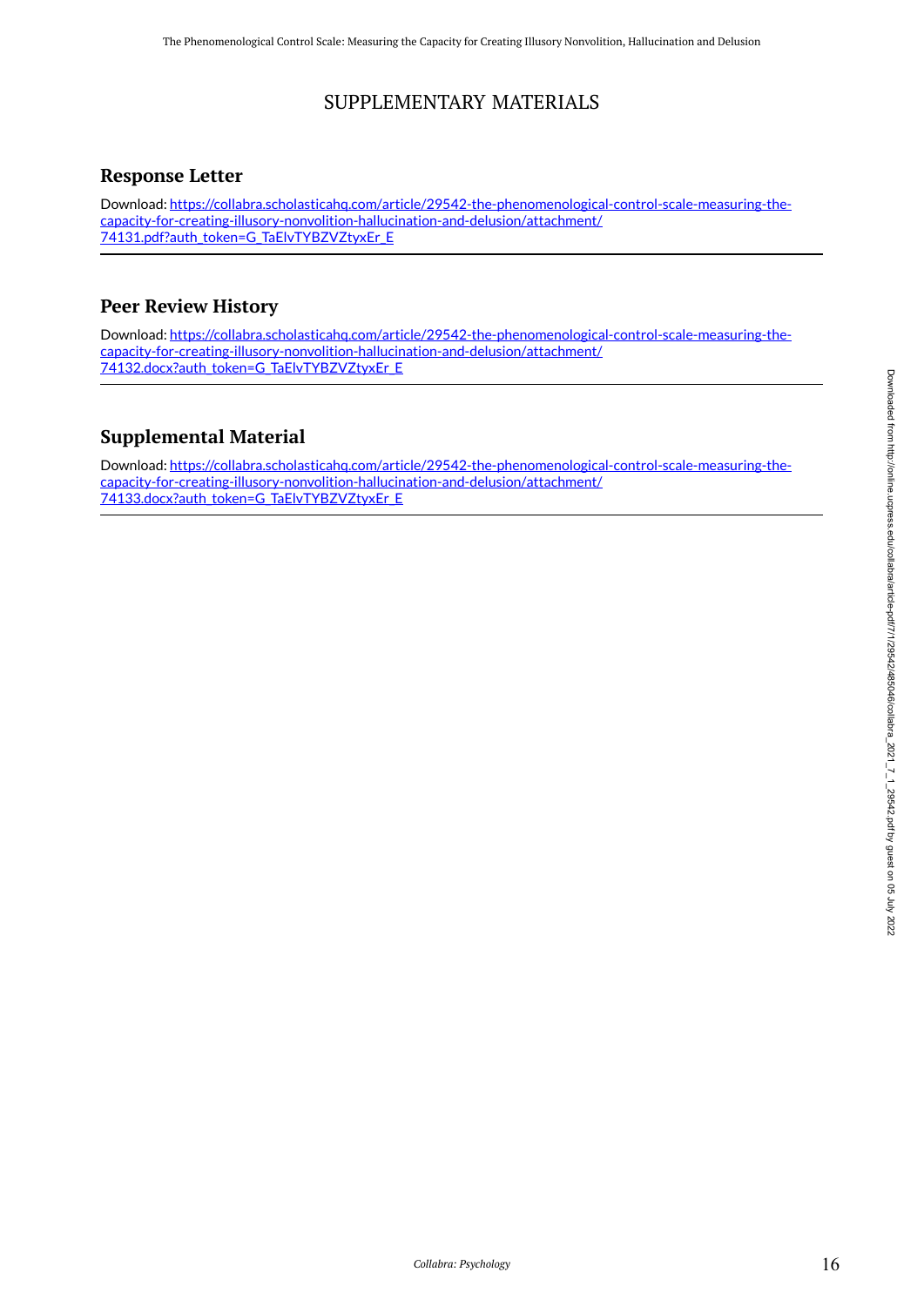# SUPPLEMENTARY MATERIALS

## Response Letter

Download: https://collabra.scholasticahq.com/article/29542-the-phenomenological-control-scale-measuring-the-capacity-for-creating-illusory-nonvolition-hallucination-and-delusion/attachment/74131.pdf?auth_token=G_TaElvTYBZVZtyxEr_E

## Peer Review History

Download: https://collabra.scholasticahq.com/article/29542-the-phenomenological-control-scale-measuring-the-capacity-for-creating-illusory-nonvolition-hallucination-and-delusion/attachment/74132.docx?auth_token=G_TaElvTYBZVZtyxEr_E

## Supplemental Material

Download: https://collabra.scholasticahq.com/article/29542-the-phenomenological-control-scale-measuring-the-capacity-for-creating-illusory-nonvolition-hallucination-and-delusion/attachment/74133.docx?auth_token=G_TaElvTYBZVZtyxEr_E